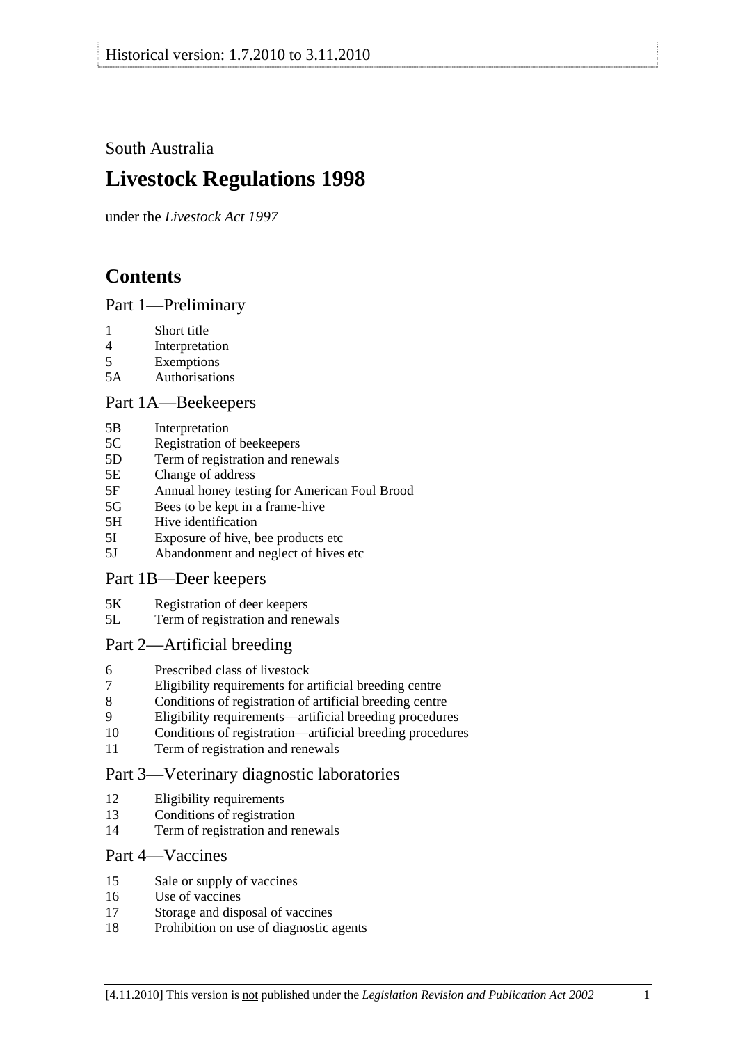South Australia

# Livestock Regulations 1998

under the *Livestock Act 1997*

## Contents

### Part 1—Preliminary

1 Short title
4 Interpretation
5 Exemptions
5A Authorisations

### Part 1A—Beekeepers

5B Interpretation
5C Registration of beekeepers
5D Term of registration and renewals
5E Change of address
5F Annual honey testing for American Foul Brood
5G Bees to be kept in a frame-hive
5H Hive identification
5I Exposure of hive, bee products etc
5J Abandonment and neglect of hives etc

### Part 1B—Deer keepers

5K Registration of deer keepers
5L Term of registration and renewals

### Part 2—Artificial breeding

6 Prescribed class of livestock
7 Eligibility requirements for artificial breeding centre
8 Conditions of registration of artificial breeding centre
9 Eligibility requirements—artificial breeding procedures
10 Conditions of registration—artificial breeding procedures
11 Term of registration and renewals

### Part 3—Veterinary diagnostic laboratories

12 Eligibility requirements
13 Conditions of registration
14 Term of registration and renewals

### Part 4—Vaccines

15 Sale or supply of vaccines
16 Use of vaccines
17 Storage and disposal of vaccines
18 Prohibition on use of diagnostic agents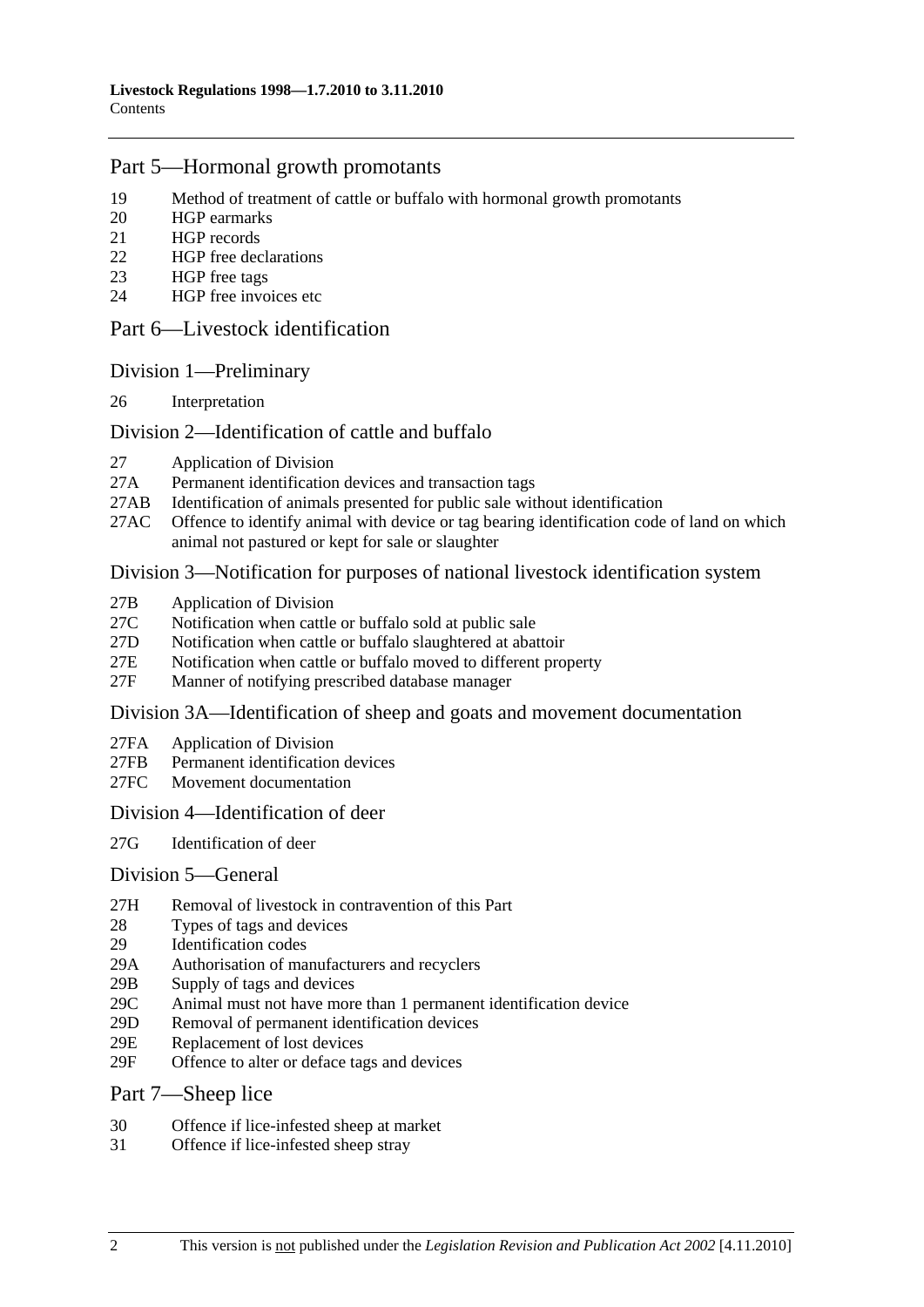## Part 5—Hormonal growth promotants

19 Method of treatment of cattle or buffalo with hormonal growth promotants
20 HGP earmarks
21 HGP records
22 HGP free declarations
23 HGP free tags
24 HGP free invoices etc

## Part 6—Livestock identification

### Division 1—Preliminary

26 Interpretation

### Division 2—Identification of cattle and buffalo

27 Application of Division
27A Permanent identification devices and transaction tags
27AB Identification of animals presented for public sale without identification
27AC Offence to identify animal with device or tag bearing identification code of land on which animal not pastured or kept for sale or slaughter

### Division 3—Notification for purposes of national livestock identification system

27B Application of Division
27C Notification when cattle or buffalo sold at public sale
27D Notification when cattle or buffalo slaughtered at abattoir
27E Notification when cattle or buffalo moved to different property
27F Manner of notifying prescribed database manager

### Division 3A—Identification of sheep and goats and movement documentation

27FA Application of Division
27FB Permanent identification devices
27FC Movement documentation

### Division 4—Identification of deer

27G Identification of deer

### Division 5—General

27H Removal of livestock in contravention of this Part
28 Types of tags and devices
29 Identification codes
29A Authorisation of manufacturers and recyclers
29B Supply of tags and devices
29C Animal must not have more than 1 permanent identification device
29D Removal of permanent identification devices
29E Replacement of lost devices
29F Offence to alter or deface tags and devices

## Part 7—Sheep lice

30 Offence if lice-infested sheep at market
31 Offence if lice-infested sheep stray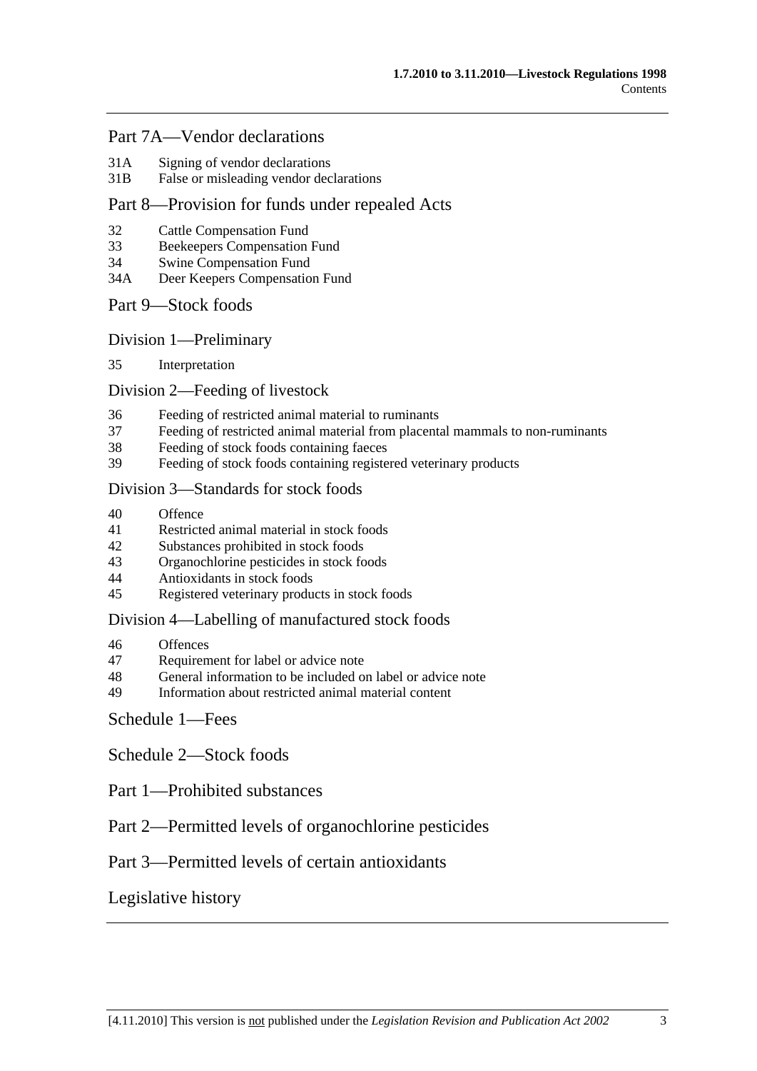## Part 7A—Vendor declarations

31A Signing of vendor declarations
31B False or misleading vendor declarations

## Part 8—Provision for funds under repealed Acts

32 Cattle Compensation Fund
33 Beekeepers Compensation Fund
34 Swine Compensation Fund
34A Deer Keepers Compensation Fund

## Part 9—Stock foods

### Division 1—Preliminary

35 Interpretation

### Division 2—Feeding of livestock

36 Feeding of restricted animal material to ruminants
37 Feeding of restricted animal material from placental mammals to non-ruminants
38 Feeding of stock foods containing faeces
39 Feeding of stock foods containing registered veterinary products

### Division 3—Standards for stock foods

40 Offence
41 Restricted animal material in stock foods
42 Substances prohibited in stock foods
43 Organochlorine pesticides in stock foods
44 Antioxidants in stock foods
45 Registered veterinary products in stock foods

### Division 4—Labelling of manufactured stock foods

46 Offences
47 Requirement for label or advice note
48 General information to be included on label or advice note
49 Information about restricted animal material content

## Schedule 1—Fees

## Schedule 2—Stock foods

## Part 1—Prohibited substances

## Part 2—Permitted levels of organochlorine pesticides

## Part 3—Permitted levels of certain antioxidants

## Legislative history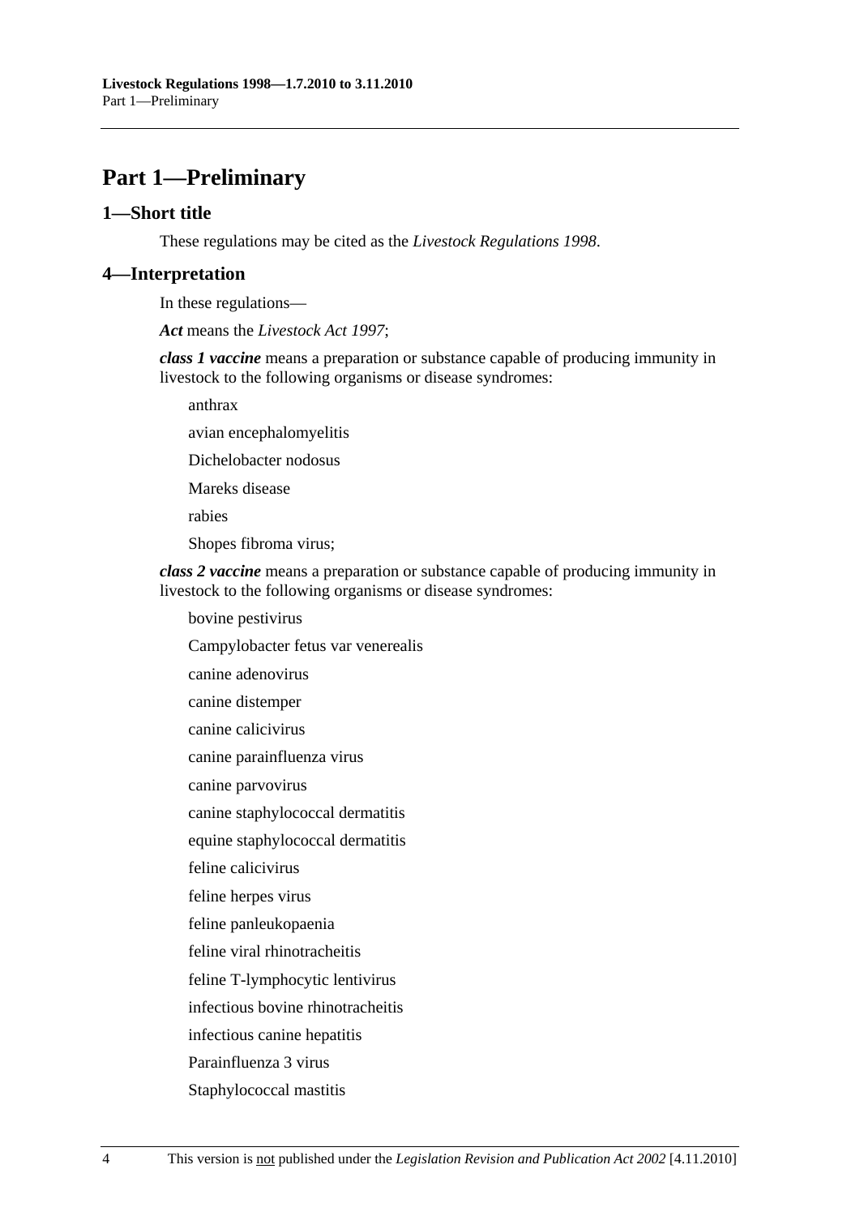# Part 1—Preliminary

## 1—Short title

These regulations may be cited as the *Livestock Regulations 1998*.

## 4—Interpretation

In these regulations—

***Act*** means the *Livestock Act 1997*;

***class 1 vaccine*** means a preparation or substance capable of producing immunity in livestock to the following organisms or disease syndromes:

anthrax

avian encephalomyelitis

Dichelobacter nodosus

Mareks disease

rabies

Shopes fibroma virus;

***class 2 vaccine*** means a preparation or substance capable of producing immunity in livestock to the following organisms or disease syndromes:

bovine pestivirus

Campylobacter fetus var venerealis

canine adenovirus

canine distemper

canine calicivirus

canine parainfluenza virus

canine parvovirus

canine staphylococcal dermatitis

equine staphylococcal dermatitis

feline calicivirus

feline herpes virus

feline panleukopaenia

feline viral rhinotracheitis

feline T-lymphocytic lentivirus

infectious bovine rhinotracheitis

infectious canine hepatitis

Parainfluenza 3 virus

Staphylococcal mastitis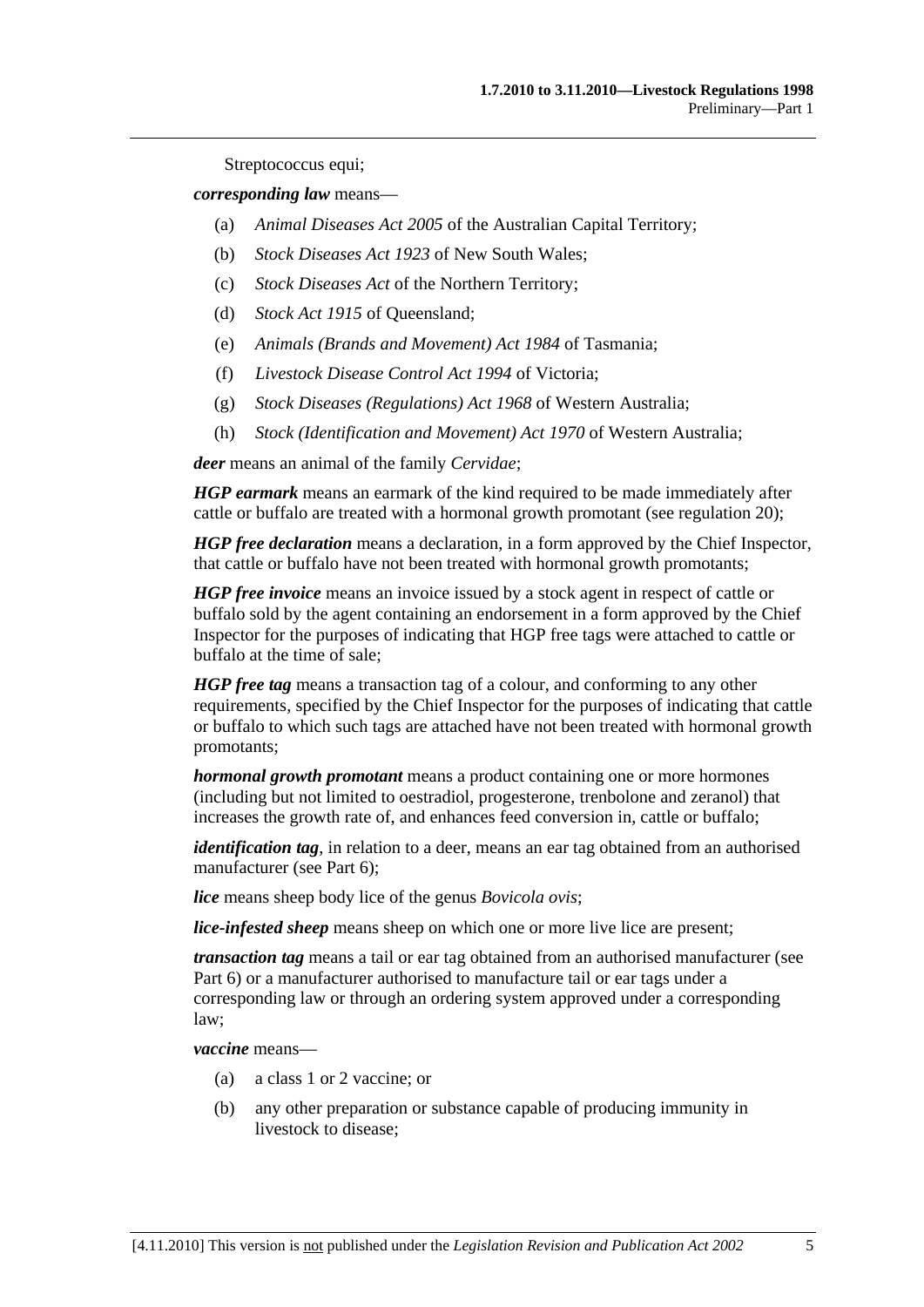Streptococcus equi;

***corresponding law*** means—

(a) *Animal Diseases Act 2005* of the Australian Capital Territory;

(b) *Stock Diseases Act 1923* of New South Wales;

(c) *Stock Diseases Act* of the Northern Territory;

(d) *Stock Act 1915* of Queensland;

(e) *Animals (Brands and Movement) Act 1984* of Tasmania;

(f) *Livestock Disease Control Act 1994* of Victoria;

(g) *Stock Diseases (Regulations) Act 1968* of Western Australia;

(h) *Stock (Identification and Movement) Act 1970* of Western Australia;

***deer*** means an animal of the family *Cervidae*;

***HGP earmark*** means an earmark of the kind required to be made immediately after cattle or buffalo are treated with a hormonal growth promotant (see regulation 20);

***HGP free declaration*** means a declaration, in a form approved by the Chief Inspector, that cattle or buffalo have not been treated with hormonal growth promotants;

***HGP free invoice*** means an invoice issued by a stock agent in respect of cattle or buffalo sold by the agent containing an endorsement in a form approved by the Chief Inspector for the purposes of indicating that HGP free tags were attached to cattle or buffalo at the time of sale;

***HGP free tag*** means a transaction tag of a colour, and conforming to any other requirements, specified by the Chief Inspector for the purposes of indicating that cattle or buffalo to which such tags are attached have not been treated with hormonal growth promotants;

***hormonal growth promotant*** means a product containing one or more hormones (including but not limited to oestradiol, progesterone, trenbolone and zeranol) that increases the growth rate of, and enhances feed conversion in, cattle or buffalo;

***identification tag***, in relation to a deer, means an ear tag obtained from an authorised manufacturer (see Part 6);

***lice*** means sheep body lice of the genus *Bovicola ovis*;

***lice-infested sheep*** means sheep on which one or more live lice are present;

***transaction tag*** means a tail or ear tag obtained from an authorised manufacturer (see Part 6) or a manufacturer authorised to manufacture tail or ear tags under a corresponding law or through an ordering system approved under a corresponding law;

***vaccine*** means—

(a) a class 1 or 2 vaccine; or

(b) any other preparation or substance capable of producing immunity in livestock to disease;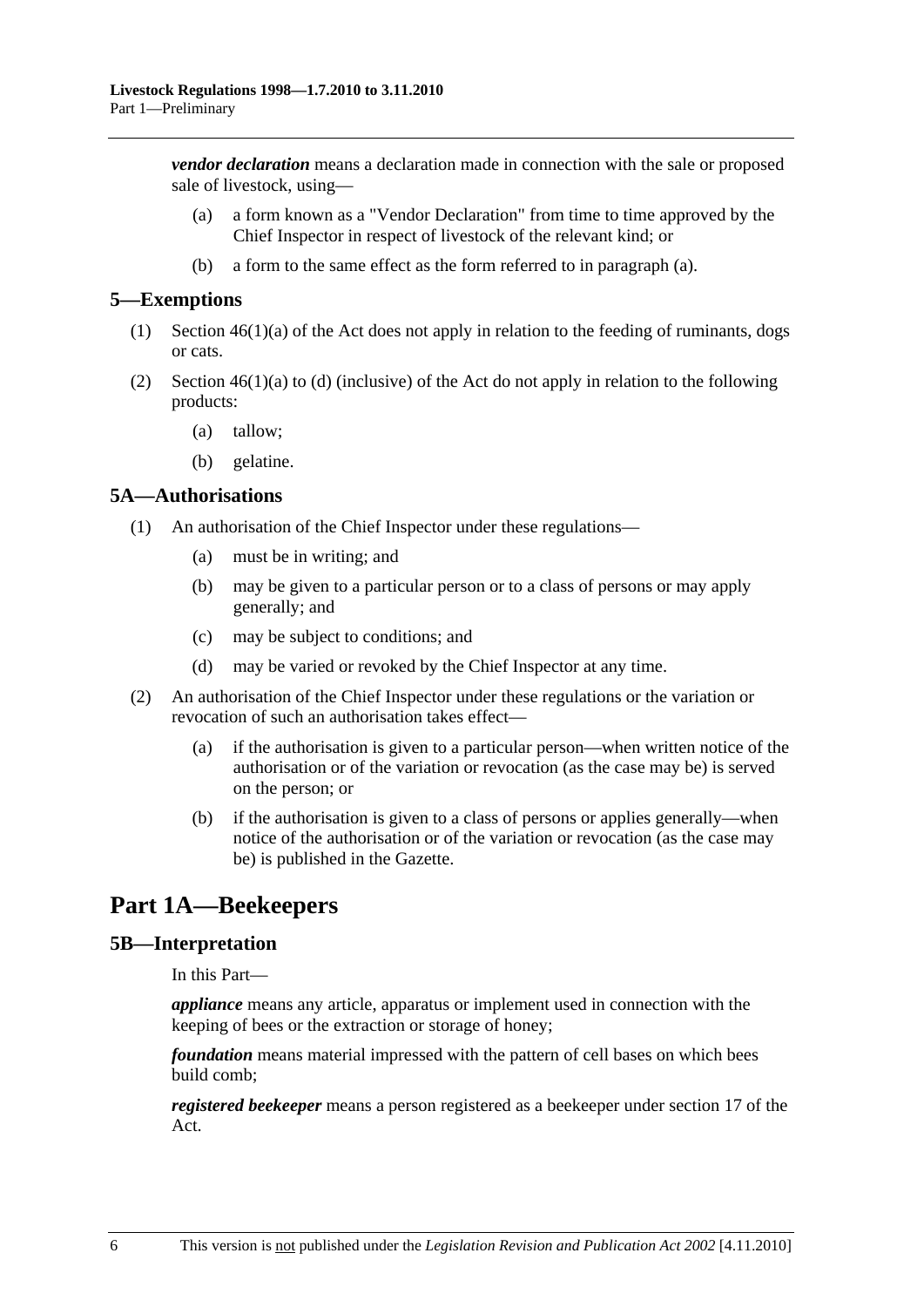***vendor declaration*** means a declaration made in connection with the sale or proposed sale of livestock, using—

(a) a form known as a "Vendor Declaration" from time to time approved by the Chief Inspector in respect of livestock of the relevant kind; or

(b) a form to the same effect as the form referred to in paragraph (a).

### 5—Exemptions

(1) Section 46(1)(a) of the Act does not apply in relation to the feeding of ruminants, dogs or cats.

(2) Section 46(1)(a) to (d) (inclusive) of the Act do not apply in relation to the following products:

(a) tallow;

(b) gelatine.

### 5A—Authorisations

(1) An authorisation of the Chief Inspector under these regulations—

(a) must be in writing; and

(b) may be given to a particular person or to a class of persons or may apply generally; and

(c) may be subject to conditions; and

(d) may be varied or revoked by the Chief Inspector at any time.

(2) An authorisation of the Chief Inspector under these regulations or the variation or revocation of such an authorisation takes effect—

(a) if the authorisation is given to a particular person—when written notice of the authorisation or of the variation or revocation (as the case may be) is served on the person; or

(b) if the authorisation is given to a class of persons or applies generally—when notice of the authorisation or of the variation or revocation (as the case may be) is published in the Gazette.

## Part 1A—Beekeepers

### 5B—Interpretation

In this Part—

***appliance*** means any article, apparatus or implement used in connection with the keeping of bees or the extraction or storage of honey;

***foundation*** means material impressed with the pattern of cell bases on which bees build comb;

***registered beekeeper*** means a person registered as a beekeeper under section 17 of the Act.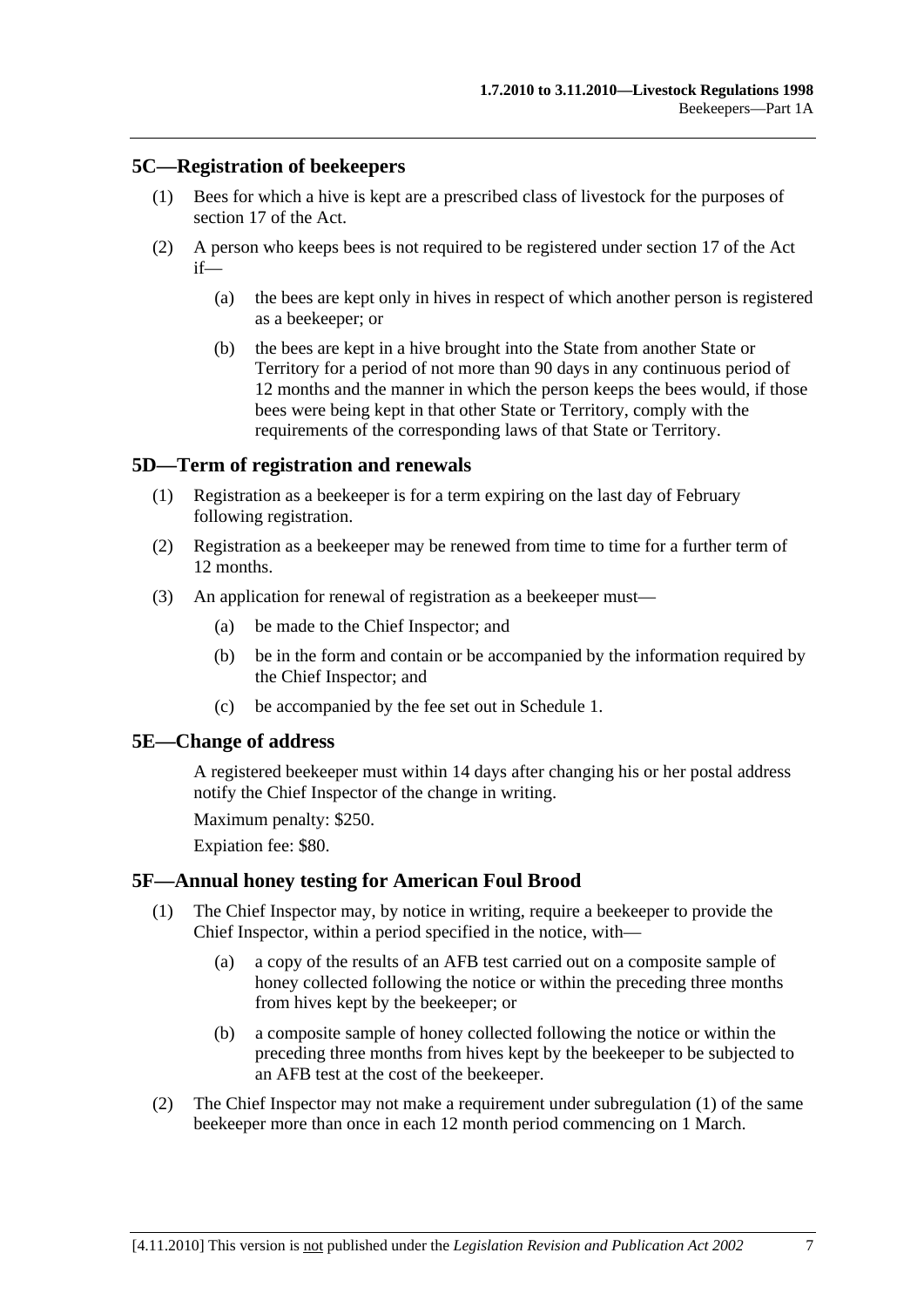## 5C—Registration of beekeepers

(1) Bees for which a hive is kept are a prescribed class of livestock for the purposes of section 17 of the Act.

(2) A person who keeps bees is not required to be registered under section 17 of the Act if—

(a) the bees are kept only in hives in respect of which another person is registered as a beekeeper; or

(b) the bees are kept in a hive brought into the State from another State or Territory for a period of not more than 90 days in any continuous period of 12 months and the manner in which the person keeps the bees would, if those bees were being kept in that other State or Territory, comply with the requirements of the corresponding laws of that State or Territory.

## 5D—Term of registration and renewals

(1) Registration as a beekeeper is for a term expiring on the last day of February following registration.

(2) Registration as a beekeeper may be renewed from time to time for a further term of 12 months.

(3) An application for renewal of registration as a beekeeper must—

(a) be made to the Chief Inspector; and

(b) be in the form and contain or be accompanied by the information required by the Chief Inspector; and

(c) be accompanied by the fee set out in Schedule 1.

## 5E—Change of address

A registered beekeeper must within 14 days after changing his or her postal address notify the Chief Inspector of the change in writing.

Maximum penalty: $250.

Expiation fee: $80.

## 5F—Annual honey testing for American Foul Brood

(1) The Chief Inspector may, by notice in writing, require a beekeeper to provide the Chief Inspector, within a period specified in the notice, with—

(a) a copy of the results of an AFB test carried out on a composite sample of honey collected following the notice or within the preceding three months from hives kept by the beekeeper; or

(b) a composite sample of honey collected following the notice or within the preceding three months from hives kept by the beekeeper to be subjected to an AFB test at the cost of the beekeeper.

(2) The Chief Inspector may not make a requirement under subregulation (1) of the same beekeeper more than once in each 12 month period commencing on 1 March.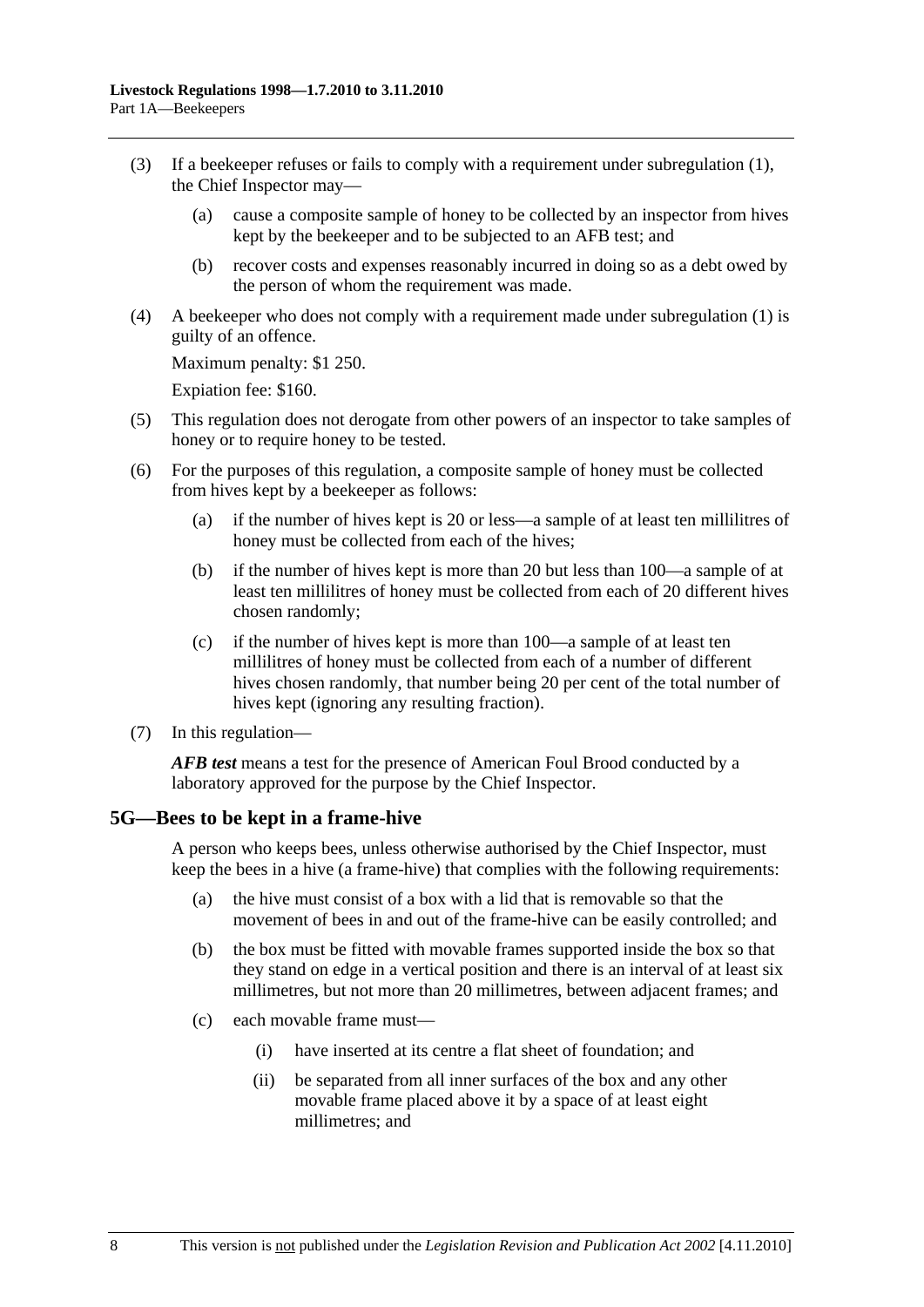(3) If a beekeeper refuses or fails to comply with a requirement under subregulation (1), the Chief Inspector may—

(a) cause a composite sample of honey to be collected by an inspector from hives kept by the beekeeper and to be subjected to an AFB test; and

(b) recover costs and expenses reasonably incurred in doing so as a debt owed by the person of whom the requirement was made.

(4) A beekeeper who does not comply with a requirement made under subregulation (1) is guilty of an offence.

Maximum penalty: $1 250.

Expiation fee: $160.

(5) This regulation does not derogate from other powers of an inspector to take samples of honey or to require honey to be tested.

(6) For the purposes of this regulation, a composite sample of honey must be collected from hives kept by a beekeeper as follows:

(a) if the number of hives kept is 20 or less—a sample of at least ten millilitres of honey must be collected from each of the hives;

(b) if the number of hives kept is more than 20 but less than 100—a sample of at least ten millilitres of honey must be collected from each of 20 different hives chosen randomly;

(c) if the number of hives kept is more than 100—a sample of at least ten millilitres of honey must be collected from each of a number of different hives chosen randomly, that number being 20 per cent of the total number of hives kept (ignoring any resulting fraction).

(7) In this regulation—

***AFB test*** means a test for the presence of American Foul Brood conducted by a laboratory approved for the purpose by the Chief Inspector.

## 5G—Bees to be kept in a frame-hive

A person who keeps bees, unless otherwise authorised by the Chief Inspector, must keep the bees in a hive (a frame-hive) that complies with the following requirements:

(a) the hive must consist of a box with a lid that is removable so that the movement of bees in and out of the frame-hive can be easily controlled; and

(b) the box must be fitted with movable frames supported inside the box so that they stand on edge in a vertical position and there is an interval of at least six millimetres, but not more than 20 millimetres, between adjacent frames; and

(c) each movable frame must—

(i) have inserted at its centre a flat sheet of foundation; and

(ii) be separated from all inner surfaces of the box and any other movable frame placed above it by a space of at least eight millimetres; and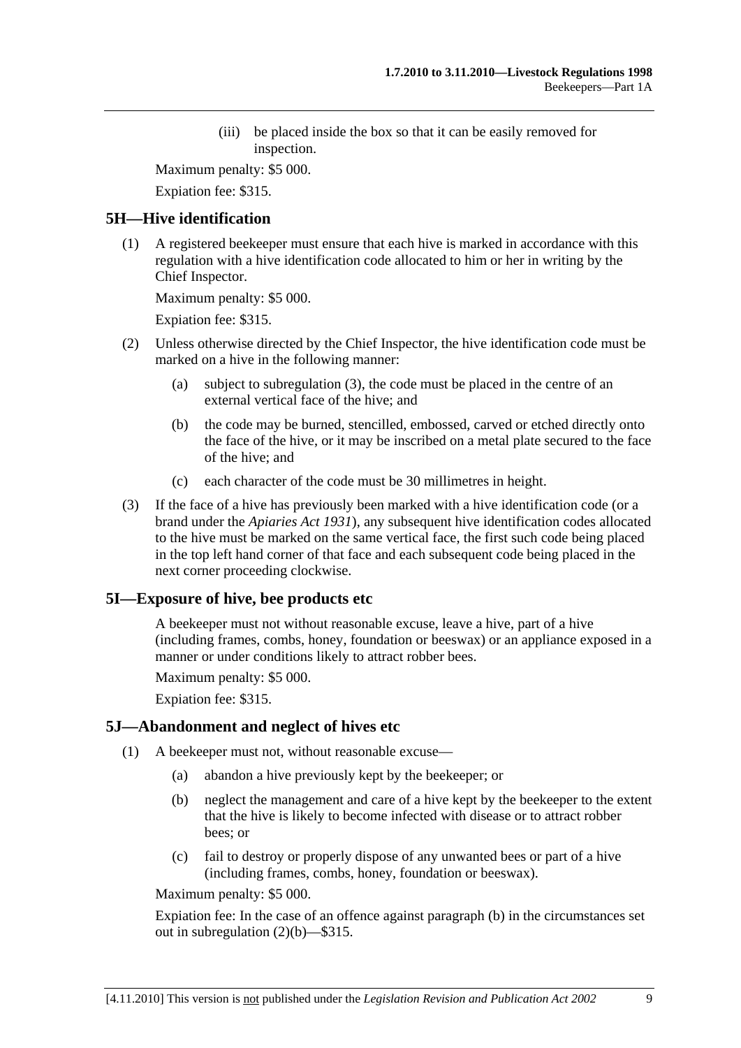(iii) be placed inside the box so that it can be easily removed for inspection.

Maximum penalty: $5 000.

Expiation fee: $315.

## 5H—Hive identification

(1) A registered beekeeper must ensure that each hive is marked in accordance with this regulation with a hive identification code allocated to him or her in writing by the Chief Inspector.

Maximum penalty: $5 000.

Expiation fee: $315.

(2) Unless otherwise directed by the Chief Inspector, the hive identification code must be marked on a hive in the following manner:

(a) subject to subregulation (3), the code must be placed in the centre of an external vertical face of the hive; and

(b) the code may be burned, stencilled, embossed, carved or etched directly onto the face of the hive, or it may be inscribed on a metal plate secured to the face of the hive; and

(c) each character of the code must be 30 millimetres in height.

(3) If the face of a hive has previously been marked with a hive identification code (or a brand under the *Apiaries Act 1931*), any subsequent hive identification codes allocated to the hive must be marked on the same vertical face, the first such code being placed in the top left hand corner of that face and each subsequent code being placed in the next corner proceeding clockwise.

## 5I—Exposure of hive, bee products etc

A beekeeper must not without reasonable excuse, leave a hive, part of a hive (including frames, combs, honey, foundation or beeswax) or an appliance exposed in a manner or under conditions likely to attract robber bees.

Maximum penalty: $5 000.

Expiation fee: $315.

## 5J—Abandonment and neglect of hives etc

(1) A beekeeper must not, without reasonable excuse—

(a) abandon a hive previously kept by the beekeeper; or

(b) neglect the management and care of a hive kept by the beekeeper to the extent that the hive is likely to become infected with disease or to attract robber bees; or

(c) fail to destroy or properly dispose of any unwanted bees or part of a hive (including frames, combs, honey, foundation or beeswax).

Maximum penalty: $5 000.

Expiation fee: In the case of an offence against paragraph (b) in the circumstances set out in subregulation (2)(b)—$315.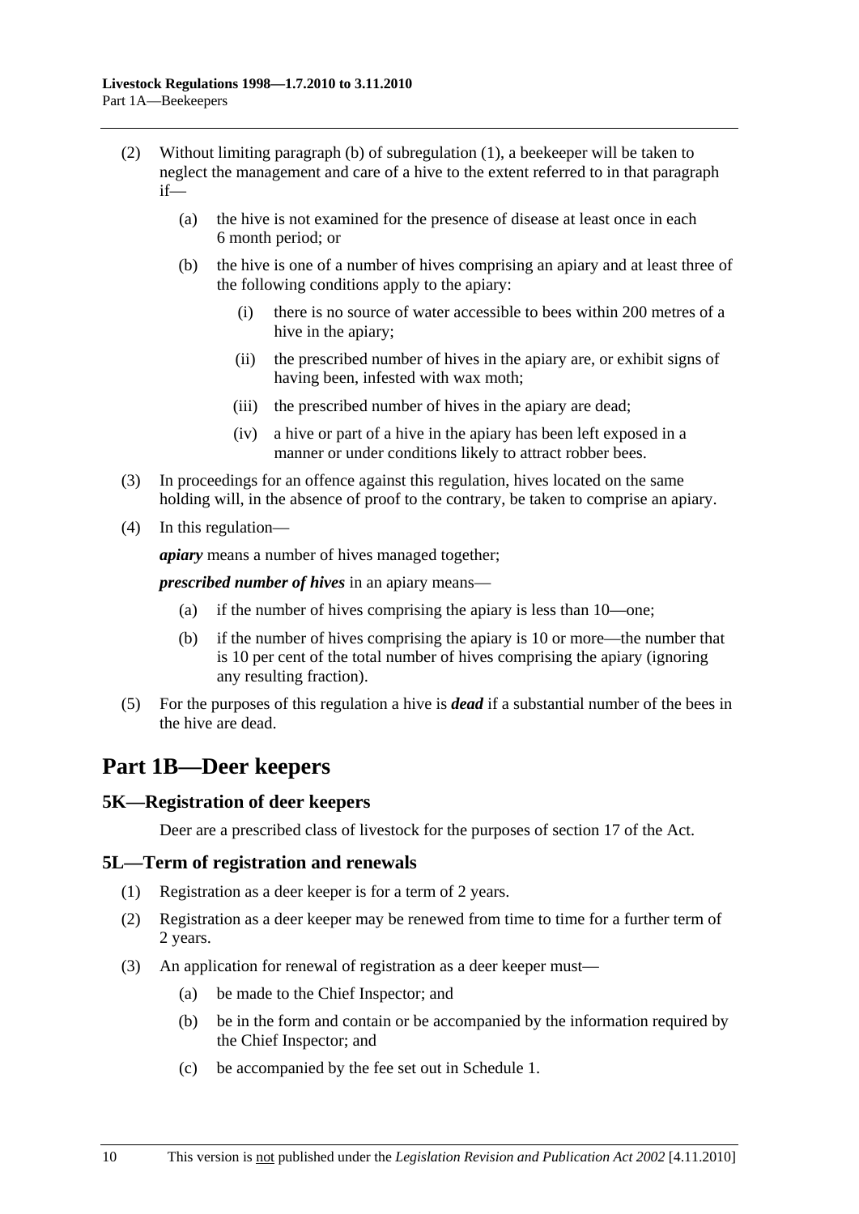(2) Without limiting paragraph (b) of subregulation (1), a beekeeper will be taken to neglect the management and care of a hive to the extent referred to in that paragraph if—

(a) the hive is not examined for the presence of disease at least once in each 6 month period; or

(b) the hive is one of a number of hives comprising an apiary and at least three of the following conditions apply to the apiary:

(i) there is no source of water accessible to bees within 200 metres of a hive in the apiary;

(ii) the prescribed number of hives in the apiary are, or exhibit signs of having been, infested with wax moth;

(iii) the prescribed number of hives in the apiary are dead;

(iv) a hive or part of a hive in the apiary has been left exposed in a manner or under conditions likely to attract robber bees.

(3) In proceedings for an offence against this regulation, hives located on the same holding will, in the absence of proof to the contrary, be taken to comprise an apiary.

(4) In this regulation—

***apiary*** means a number of hives managed together;

***prescribed number of hives*** in an apiary means—

(a) if the number of hives comprising the apiary is less than 10—one;

(b) if the number of hives comprising the apiary is 10 or more—the number that is 10 per cent of the total number of hives comprising the apiary (ignoring any resulting fraction).

(5) For the purposes of this regulation a hive is ***dead*** if a substantial number of the bees in the hive are dead.

# Part 1B—Deer keepers

## 5K—Registration of deer keepers

Deer are a prescribed class of livestock for the purposes of section 17 of the Act.

## 5L—Term of registration and renewals

(1) Registration as a deer keeper is for a term of 2 years.

(2) Registration as a deer keeper may be renewed from time to time for a further term of 2 years.

(3) An application for renewal of registration as a deer keeper must—

(a) be made to the Chief Inspector; and

(b) be in the form and contain or be accompanied by the information required by the Chief Inspector; and

(c) be accompanied by the fee set out in Schedule 1.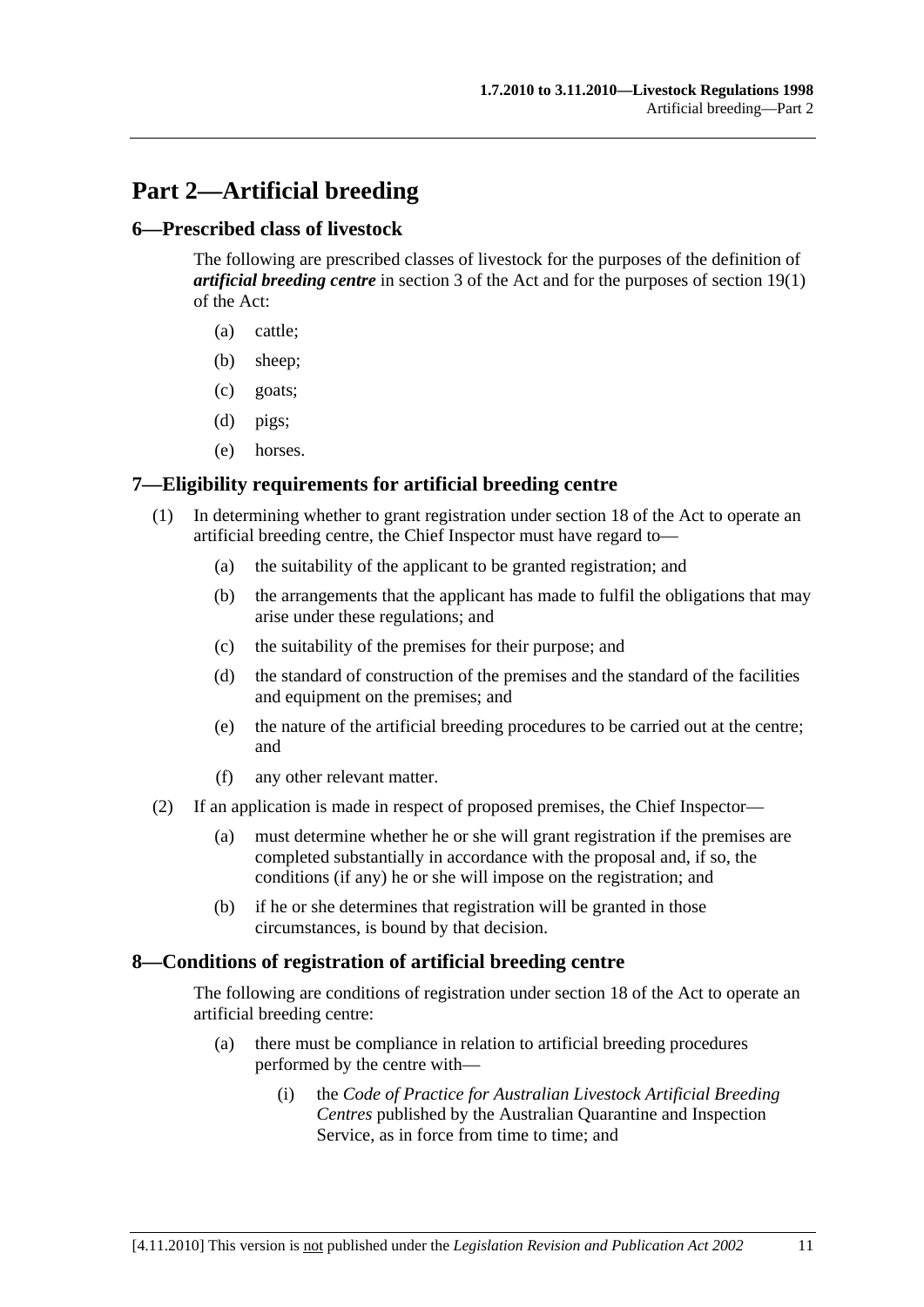# Part 2—Artificial breeding

## 6—Prescribed class of livestock

The following are prescribed classes of livestock for the purposes of the definition of ***artificial breeding centre*** in section 3 of the Act and for the purposes of section 19(1) of the Act:

(a) cattle;

(b) sheep;

(c) goats;

(d) pigs;

(e) horses.

## 7—Eligibility requirements for artificial breeding centre

(1) In determining whether to grant registration under section 18 of the Act to operate an artificial breeding centre, the Chief Inspector must have regard to—

(a) the suitability of the applicant to be granted registration; and

(b) the arrangements that the applicant has made to fulfil the obligations that may arise under these regulations; and

(c) the suitability of the premises for their purpose; and

(d) the standard of construction of the premises and the standard of the facilities and equipment on the premises; and

(e) the nature of the artificial breeding procedures to be carried out at the centre; and

(f) any other relevant matter.

(2) If an application is made in respect of proposed premises, the Chief Inspector—

(a) must determine whether he or she will grant registration if the premises are completed substantially in accordance with the proposal and, if so, the conditions (if any) he or she will impose on the registration; and

(b) if he or she determines that registration will be granted in those circumstances, is bound by that decision.

## 8—Conditions of registration of artificial breeding centre

The following are conditions of registration under section 18 of the Act to operate an artificial breeding centre:

(a) there must be compliance in relation to artificial breeding procedures performed by the centre with—

(i) the *Code of Practice for Australian Livestock Artificial Breeding Centres* published by the Australian Quarantine and Inspection Service, as in force from time to time; and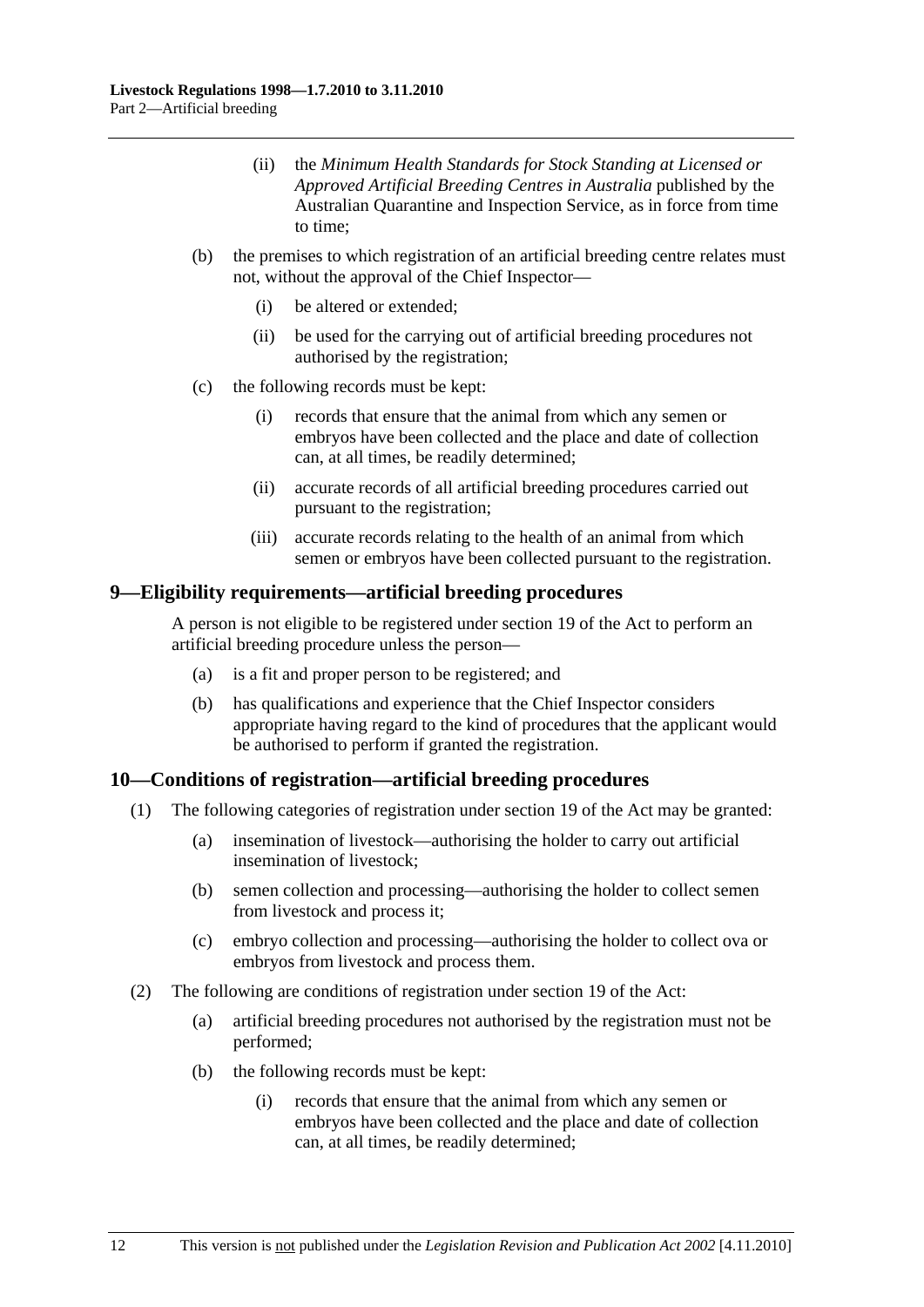(ii) the *Minimum Health Standards for Stock Standing at Licensed or Approved Artificial Breeding Centres in Australia* published by the Australian Quarantine and Inspection Service, as in force from time to time;

(b) the premises to which registration of an artificial breeding centre relates must not, without the approval of the Chief Inspector—

(i) be altered or extended;

(ii) be used for the carrying out of artificial breeding procedures not authorised by the registration;

(c) the following records must be kept:

(i) records that ensure that the animal from which any semen or embryos have been collected and the place and date of collection can, at all times, be readily determined;

(ii) accurate records of all artificial breeding procedures carried out pursuant to the registration;

(iii) accurate records relating to the health of an animal from which semen or embryos have been collected pursuant to the registration.

## 9—Eligibility requirements—artificial breeding procedures

A person is not eligible to be registered under section 19 of the Act to perform an artificial breeding procedure unless the person—

(a) is a fit and proper person to be registered; and

(b) has qualifications and experience that the Chief Inspector considers appropriate having regard to the kind of procedures that the applicant would be authorised to perform if granted the registration.

## 10—Conditions of registration—artificial breeding procedures

(1) The following categories of registration under section 19 of the Act may be granted:

(a) insemination of livestock—authorising the holder to carry out artificial insemination of livestock;

(b) semen collection and processing—authorising the holder to collect semen from livestock and process it;

(c) embryo collection and processing—authorising the holder to collect ova or embryos from livestock and process them.

(2) The following are conditions of registration under section 19 of the Act:

(a) artificial breeding procedures not authorised by the registration must not be performed;

(b) the following records must be kept:

(i) records that ensure that the animal from which any semen or embryos have been collected and the place and date of collection can, at all times, be readily determined;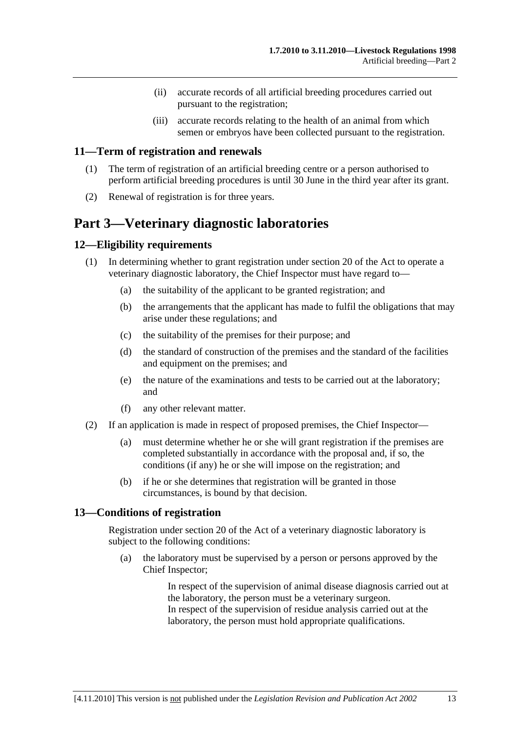(ii) accurate records of all artificial breeding procedures carried out pursuant to the registration;

(iii) accurate records relating to the health of an animal from which semen or embryos have been collected pursuant to the registration.

### 11—Term of registration and renewals

(1) The term of registration of an artificial breeding centre or a person authorised to perform artificial breeding procedures is until 30 June in the third year after its grant.

(2) Renewal of registration is for three years.

## Part 3—Veterinary diagnostic laboratories

### 12—Eligibility requirements

(1) In determining whether to grant registration under section 20 of the Act to operate a veterinary diagnostic laboratory, the Chief Inspector must have regard to—

(a) the suitability of the applicant to be granted registration; and

(b) the arrangements that the applicant has made to fulfil the obligations that may arise under these regulations; and

(c) the suitability of the premises for their purpose; and

(d) the standard of construction of the premises and the standard of the facilities and equipment on the premises; and

(e) the nature of the examinations and tests to be carried out at the laboratory; and

(f) any other relevant matter.

(2) If an application is made in respect of proposed premises, the Chief Inspector—

(a) must determine whether he or she will grant registration if the premises are completed substantially in accordance with the proposal and, if so, the conditions (if any) he or she will impose on the registration; and

(b) if he or she determines that registration will be granted in those circumstances, is bound by that decision.

### 13—Conditions of registration

Registration under section 20 of the Act of a veterinary diagnostic laboratory is subject to the following conditions:

(a) the laboratory must be supervised by a person or persons approved by the Chief Inspector;

In respect of the supervision of animal disease diagnosis carried out at the laboratory, the person must be a veterinary surgeon.
In respect of the supervision of residue analysis carried out at the laboratory, the person must hold appropriate qualifications.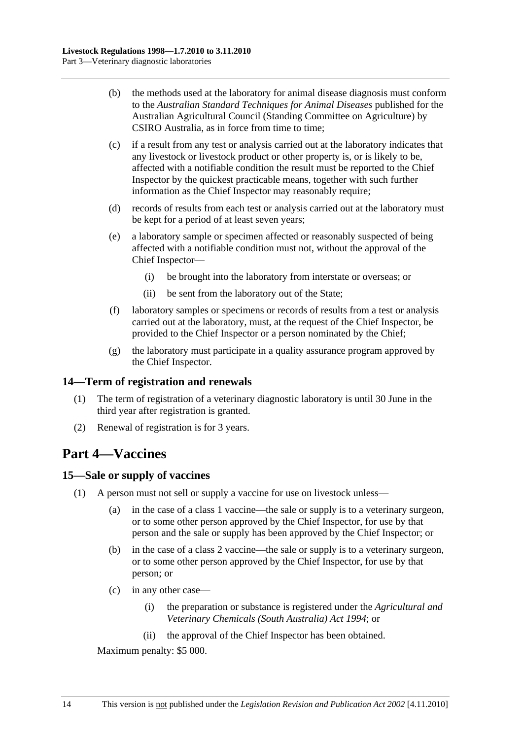(b) the methods used at the laboratory for animal disease diagnosis must conform to the *Australian Standard Techniques for Animal Diseases* published for the Australian Agricultural Council (Standing Committee on Agriculture) by CSIRO Australia, as in force from time to time;

(c) if a result from any test or analysis carried out at the laboratory indicates that any livestock or livestock product or other property is, or is likely to be, affected with a notifiable condition the result must be reported to the Chief Inspector by the quickest practicable means, together with such further information as the Chief Inspector may reasonably require;

(d) records of results from each test or analysis carried out at the laboratory must be kept for a period of at least seven years;

(e) a laboratory sample or specimen affected or reasonably suspected of being affected with a notifiable condition must not, without the approval of the Chief Inspector—

  (i) be brought into the laboratory from interstate or overseas; or

  (ii) be sent from the laboratory out of the State;

(f) laboratory samples or specimens or records of results from a test or analysis carried out at the laboratory, must, at the request of the Chief Inspector, be provided to the Chief Inspector or a person nominated by the Chief;

(g) the laboratory must participate in a quality assurance program approved by the Chief Inspector.

### 14—Term of registration and renewals

(1) The term of registration of a veterinary diagnostic laboratory is until 30 June in the third year after registration is granted.

(2) Renewal of registration is for 3 years.

## Part 4—Vaccines

### 15—Sale or supply of vaccines

(1) A person must not sell or supply a vaccine for use on livestock unless—

  (a) in the case of a class 1 vaccine—the sale or supply is to a veterinary surgeon, or to some other person approved by the Chief Inspector, for use by that person and the sale or supply has been approved by the Chief Inspector; or

  (b) in the case of a class 2 vaccine—the sale or supply is to a veterinary surgeon, or to some other person approved by the Chief Inspector, for use by that person; or

  (c) in any other case—

    (i) the preparation or substance is registered under the *Agricultural and Veterinary Chemicals (South Australia) Act 1994*; or

    (ii) the approval of the Chief Inspector has been obtained.

Maximum penalty: $5 000.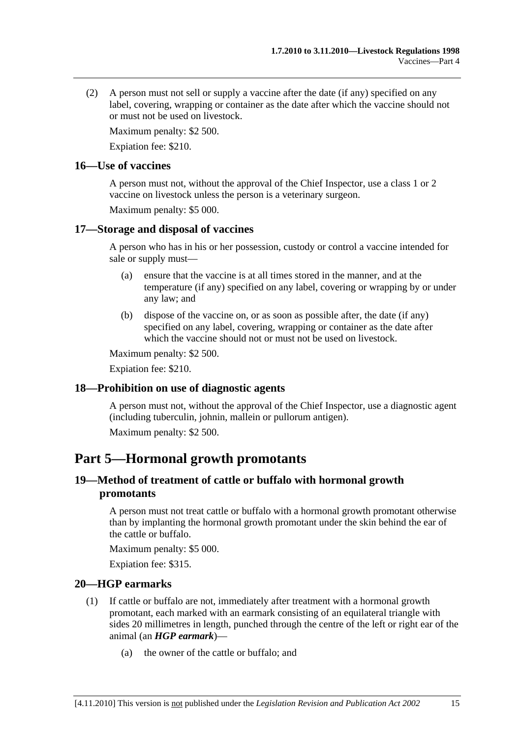(2) A person must not sell or supply a vaccine after the date (if any) specified on any label, covering, wrapping or container as the date after which the vaccine should not or must not be used on livestock.

Maximum penalty: $2 500.

Expiation fee: $210.

### 16—Use of vaccines

A person must not, without the approval of the Chief Inspector, use a class 1 or 2 vaccine on livestock unless the person is a veterinary surgeon.

Maximum penalty: $5 000.

### 17—Storage and disposal of vaccines

A person who has in his or her possession, custody or control a vaccine intended for sale or supply must—

(a) ensure that the vaccine is at all times stored in the manner, and at the temperature (if any) specified on any label, covering or wrapping by or under any law; and

(b) dispose of the vaccine on, or as soon as possible after, the date (if any) specified on any label, covering, wrapping or container as the date after which the vaccine should not or must not be used on livestock.

Maximum penalty: $2 500.

Expiation fee: $210.

### 18—Prohibition on use of diagnostic agents

A person must not, without the approval of the Chief Inspector, use a diagnostic agent (including tuberculin, johnin, mallein or pullorum antigen).

Maximum penalty: $2 500.

## Part 5—Hormonal growth promotants

### 19—Method of treatment of cattle or buffalo with hormonal growth promotants

A person must not treat cattle or buffalo with a hormonal growth promotant otherwise than by implanting the hormonal growth promotant under the skin behind the ear of the cattle or buffalo.

Maximum penalty: $5 000.

Expiation fee: $315.

### 20—HGP earmarks

(1) If cattle or buffalo are not, immediately after treatment with a hormonal growth promotant, each marked with an earmark consisting of an equilateral triangle with sides 20 millimetres in length, punched through the centre of the left or right ear of the animal (an ***HGP earmark***)—

(a) the owner of the cattle or buffalo; and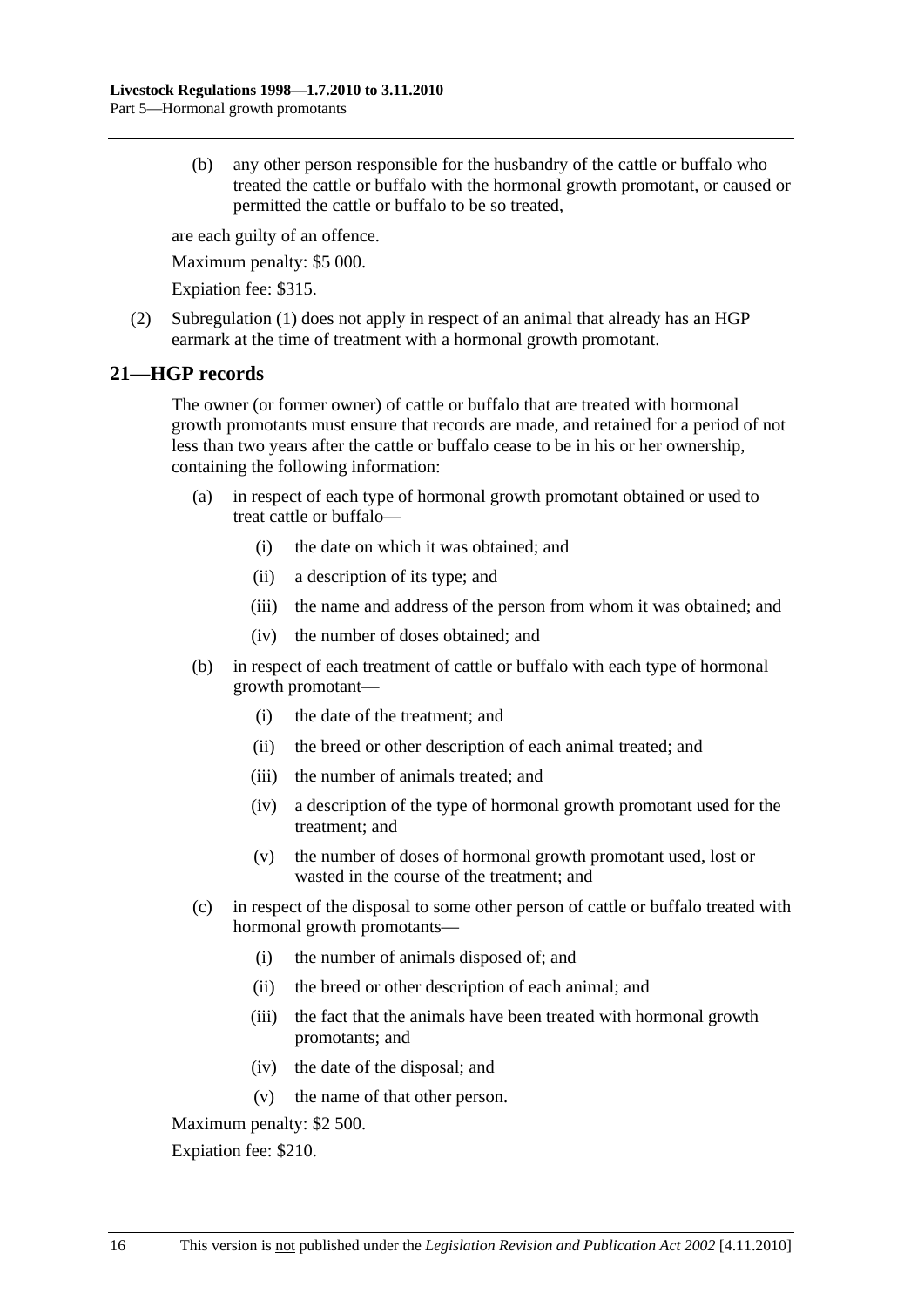(b) any other person responsible for the husbandry of the cattle or buffalo who treated the cattle or buffalo with the hormonal growth promotant, or caused or permitted the cattle or buffalo to be so treated,

are each guilty of an offence.

Maximum penalty: $5 000.

Expiation fee: $315.

(2) Subregulation (1) does not apply in respect of an animal that already has an HGP earmark at the time of treatment with a hormonal growth promotant.

## 21—HGP records

The owner (or former owner) of cattle or buffalo that are treated with hormonal growth promotants must ensure that records are made, and retained for a period of not less than two years after the cattle or buffalo cease to be in his or her ownership, containing the following information:

(a) in respect of each type of hormonal growth promotant obtained or used to treat cattle or buffalo—

(i) the date on which it was obtained; and

(ii) a description of its type; and

(iii) the name and address of the person from whom it was obtained; and

(iv) the number of doses obtained; and

(b) in respect of each treatment of cattle or buffalo with each type of hormonal growth promotant—

(i) the date of the treatment; and

(ii) the breed or other description of each animal treated; and

(iii) the number of animals treated; and

(iv) a description of the type of hormonal growth promotant used for the treatment; and

(v) the number of doses of hormonal growth promotant used, lost or wasted in the course of the treatment; and

(c) in respect of the disposal to some other person of cattle or buffalo treated with hormonal growth promotants—

(i) the number of animals disposed of; and

(ii) the breed or other description of each animal; and

(iii) the fact that the animals have been treated with hormonal growth promotants; and

(iv) the date of the disposal; and

(v) the name of that other person.

Maximum penalty: $2 500.

Expiation fee: $210.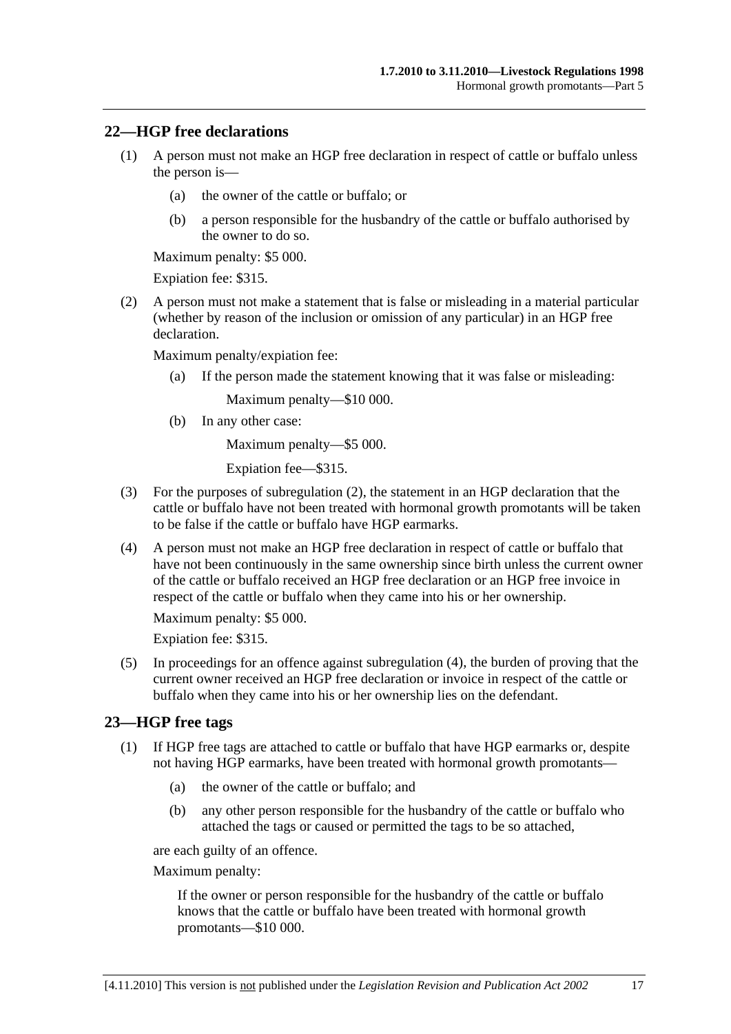## 22—HGP free declarations

(1) A person must not make an HGP free declaration in respect of cattle or buffalo unless the person is—

(a) the owner of the cattle or buffalo; or

(b) a person responsible for the husbandry of the cattle or buffalo authorised by the owner to do so.

Maximum penalty: $5 000.

Expiation fee: $315.

(2) A person must not make a statement that is false or misleading in a material particular (whether by reason of the inclusion or omission of any particular) in an HGP free declaration.

Maximum penalty/expiation fee:

(a) If the person made the statement knowing that it was false or misleading:

Maximum penalty—$10 000.

(b) In any other case:

Maximum penalty—$5 000.

Expiation fee—$315.

(3) For the purposes of subregulation (2), the statement in an HGP declaration that the cattle or buffalo have not been treated with hormonal growth promotants will be taken to be false if the cattle or buffalo have HGP earmarks.

(4) A person must not make an HGP free declaration in respect of cattle or buffalo that have not been continuously in the same ownership since birth unless the current owner of the cattle or buffalo received an HGP free declaration or an HGP free invoice in respect of the cattle or buffalo when they came into his or her ownership.

Maximum penalty: $5 000.

Expiation fee: $315.

(5) In proceedings for an offence against subregulation (4), the burden of proving that the current owner received an HGP free declaration or invoice in respect of the cattle or buffalo when they came into his or her ownership lies on the defendant.

## 23—HGP free tags

(1) If HGP free tags are attached to cattle or buffalo that have HGP earmarks or, despite not having HGP earmarks, have been treated with hormonal growth promotants—

(a) the owner of the cattle or buffalo; and

(b) any other person responsible for the husbandry of the cattle or buffalo who attached the tags or caused or permitted the tags to be so attached,

are each guilty of an offence.

Maximum penalty:

If the owner or person responsible for the husbandry of the cattle or buffalo knows that the cattle or buffalo have been treated with hormonal growth promotants—$10 000.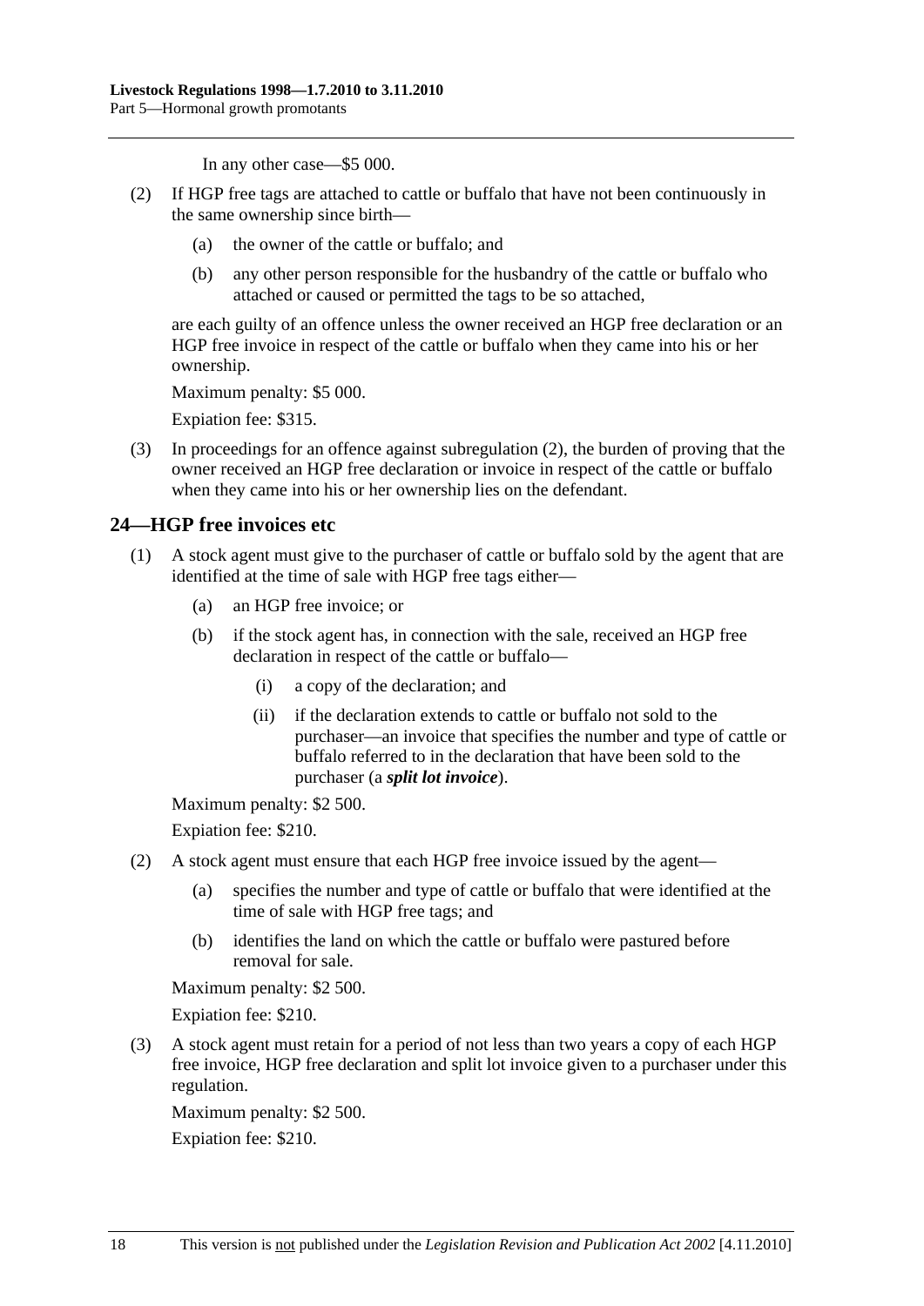In any other case—$5 000.

(2) If HGP free tags are attached to cattle or buffalo that have not been continuously in the same ownership since birth—

(a) the owner of the cattle or buffalo; and

(b) any other person responsible for the husbandry of the cattle or buffalo who attached or caused or permitted the tags to be so attached,

are each guilty of an offence unless the owner received an HGP free declaration or an HGP free invoice in respect of the cattle or buffalo when they came into his or her ownership.

Maximum penalty: $5 000.

Expiation fee: $315.

(3) In proceedings for an offence against subregulation (2), the burden of proving that the owner received an HGP free declaration or invoice in respect of the cattle or buffalo when they came into his or her ownership lies on the defendant.

## 24—HGP free invoices etc

(1) A stock agent must give to the purchaser of cattle or buffalo sold by the agent that are identified at the time of sale with HGP free tags either—

(a) an HGP free invoice; or

(b) if the stock agent has, in connection with the sale, received an HGP free declaration in respect of the cattle or buffalo—

(i) a copy of the declaration; and

(ii) if the declaration extends to cattle or buffalo not sold to the purchaser—an invoice that specifies the number and type of cattle or buffalo referred to in the declaration that have been sold to the purchaser (a ***split lot invoice***).

Maximum penalty: $2 500.

Expiation fee: $210.

(2) A stock agent must ensure that each HGP free invoice issued by the agent—

(a) specifies the number and type of cattle or buffalo that were identified at the time of sale with HGP free tags; and

(b) identifies the land on which the cattle or buffalo were pastured before removal for sale.

Maximum penalty: $2 500.

Expiation fee: $210.

(3) A stock agent must retain for a period of not less than two years a copy of each HGP free invoice, HGP free declaration and split lot invoice given to a purchaser under this regulation.

Maximum penalty: $2 500.

Expiation fee: $210.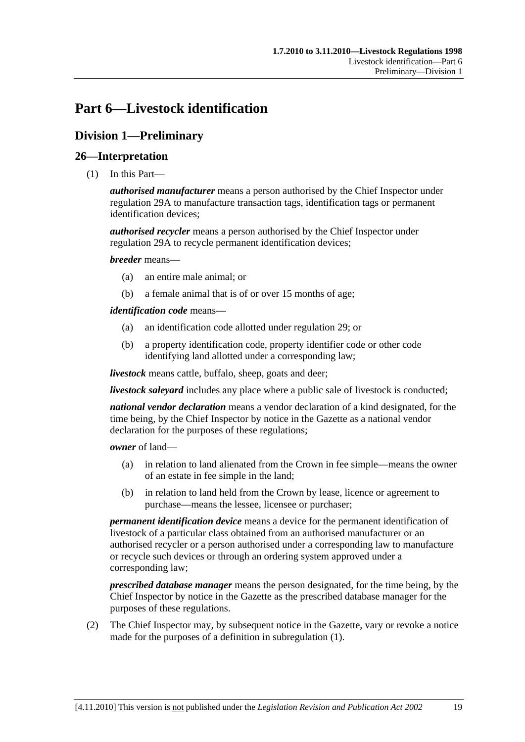# Part 6—Livestock identification

## Division 1—Preliminary

### 26—Interpretation

(1) In this Part—

***authorised manufacturer*** means a person authorised by the Chief Inspector under regulation 29A to manufacture transaction tags, identification tags or permanent identification devices;

***authorised recycler*** means a person authorised by the Chief Inspector under regulation 29A to recycle permanent identification devices;

***breeder*** means—

(a) an entire male animal; or

(b) a female animal that is of or over 15 months of age;

***identification code*** means—

(a) an identification code allotted under regulation 29; or

(b) a property identification code, property identifier code or other code identifying land allotted under a corresponding law;

***livestock*** means cattle, buffalo, sheep, goats and deer;

***livestock saleyard*** includes any place where a public sale of livestock is conducted;

***national vendor declaration*** means a vendor declaration of a kind designated, for the time being, by the Chief Inspector by notice in the Gazette as a national vendor declaration for the purposes of these regulations;

***owner*** of land—

(a) in relation to land alienated from the Crown in fee simple—means the owner of an estate in fee simple in the land;

(b) in relation to land held from the Crown by lease, licence or agreement to purchase—means the lessee, licensee or purchaser;

***permanent identification device*** means a device for the permanent identification of livestock of a particular class obtained from an authorised manufacturer or an authorised recycler or a person authorised under a corresponding law to manufacture or recycle such devices or through an ordering system approved under a corresponding law;

***prescribed database manager*** means the person designated, for the time being, by the Chief Inspector by notice in the Gazette as the prescribed database manager for the purposes of these regulations.

(2) The Chief Inspector may, by subsequent notice in the Gazette, vary or revoke a notice made for the purposes of a definition in subregulation (1).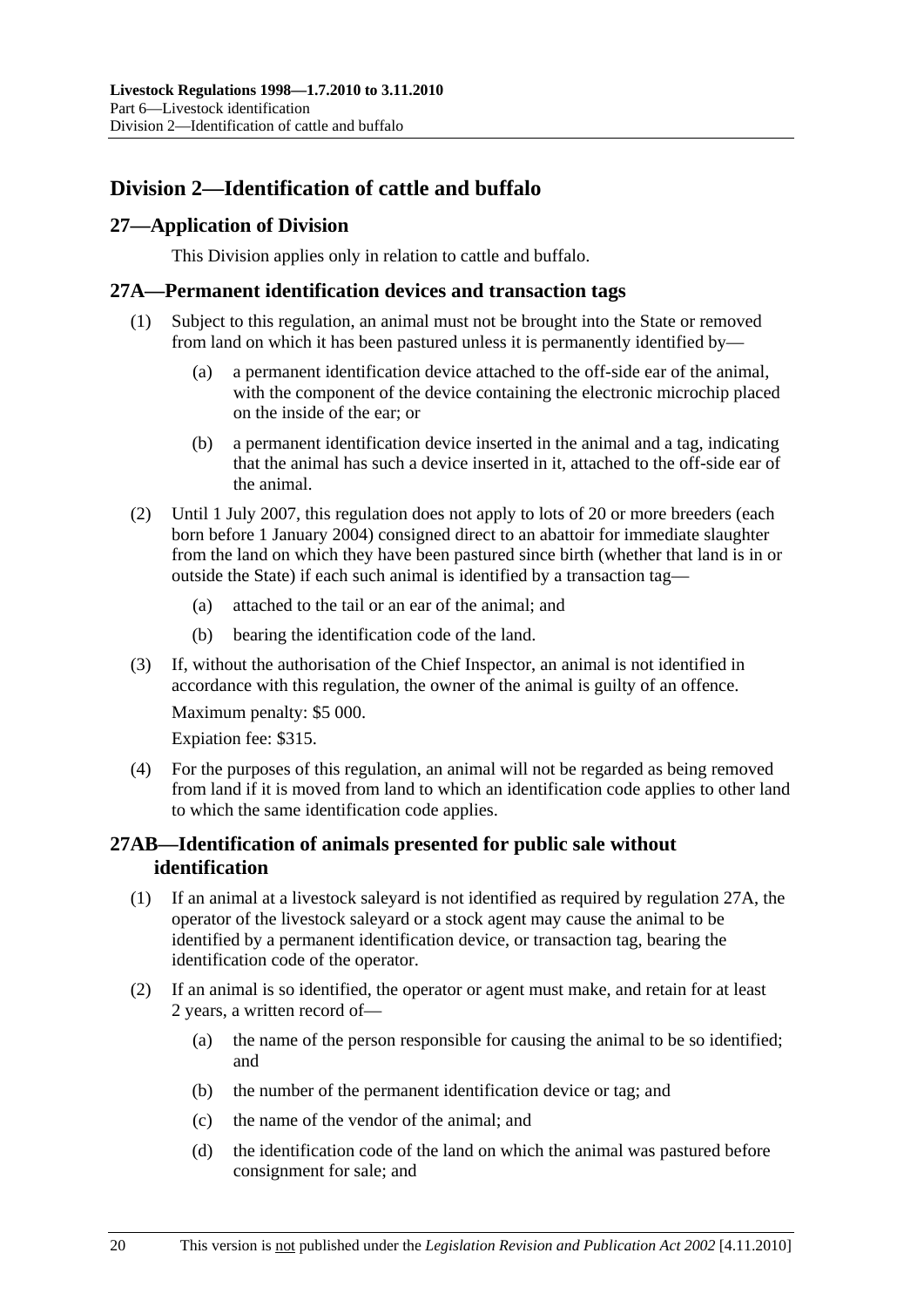## Division 2—Identification of cattle and buffalo

### 27—Application of Division

This Division applies only in relation to cattle and buffalo.

### 27A—Permanent identification devices and transaction tags

(1) Subject to this regulation, an animal must not be brought into the State or removed from land on which it has been pastured unless it is permanently identified by—

(a) a permanent identification device attached to the off-side ear of the animal, with the component of the device containing the electronic microchip placed on the inside of the ear; or

(b) a permanent identification device inserted in the animal and a tag, indicating that the animal has such a device inserted in it, attached to the off-side ear of the animal.

(2) Until 1 July 2007, this regulation does not apply to lots of 20 or more breeders (each born before 1 January 2004) consigned direct to an abattoir for immediate slaughter from the land on which they have been pastured since birth (whether that land is in or outside the State) if each such animal is identified by a transaction tag—

(a) attached to the tail or an ear of the animal; and

(b) bearing the identification code of the land.

(3) If, without the authorisation of the Chief Inspector, an animal is not identified in accordance with this regulation, the owner of the animal is guilty of an offence.

Maximum penalty: $5 000.

Expiation fee: $315.

(4) For the purposes of this regulation, an animal will not be regarded as being removed from land if it is moved from land to which an identification code applies to other land to which the same identification code applies.

### 27AB—Identification of animals presented for public sale without identification

(1) If an animal at a livestock saleyard is not identified as required by regulation 27A, the operator of the livestock saleyard or a stock agent may cause the animal to be identified by a permanent identification device, or transaction tag, bearing the identification code of the operator.

(2) If an animal is so identified, the operator or agent must make, and retain for at least 2 years, a written record of—

(a) the name of the person responsible for causing the animal to be so identified; and

(b) the number of the permanent identification device or tag; and

(c) the name of the vendor of the animal; and

(d) the identification code of the land on which the animal was pastured before consignment for sale; and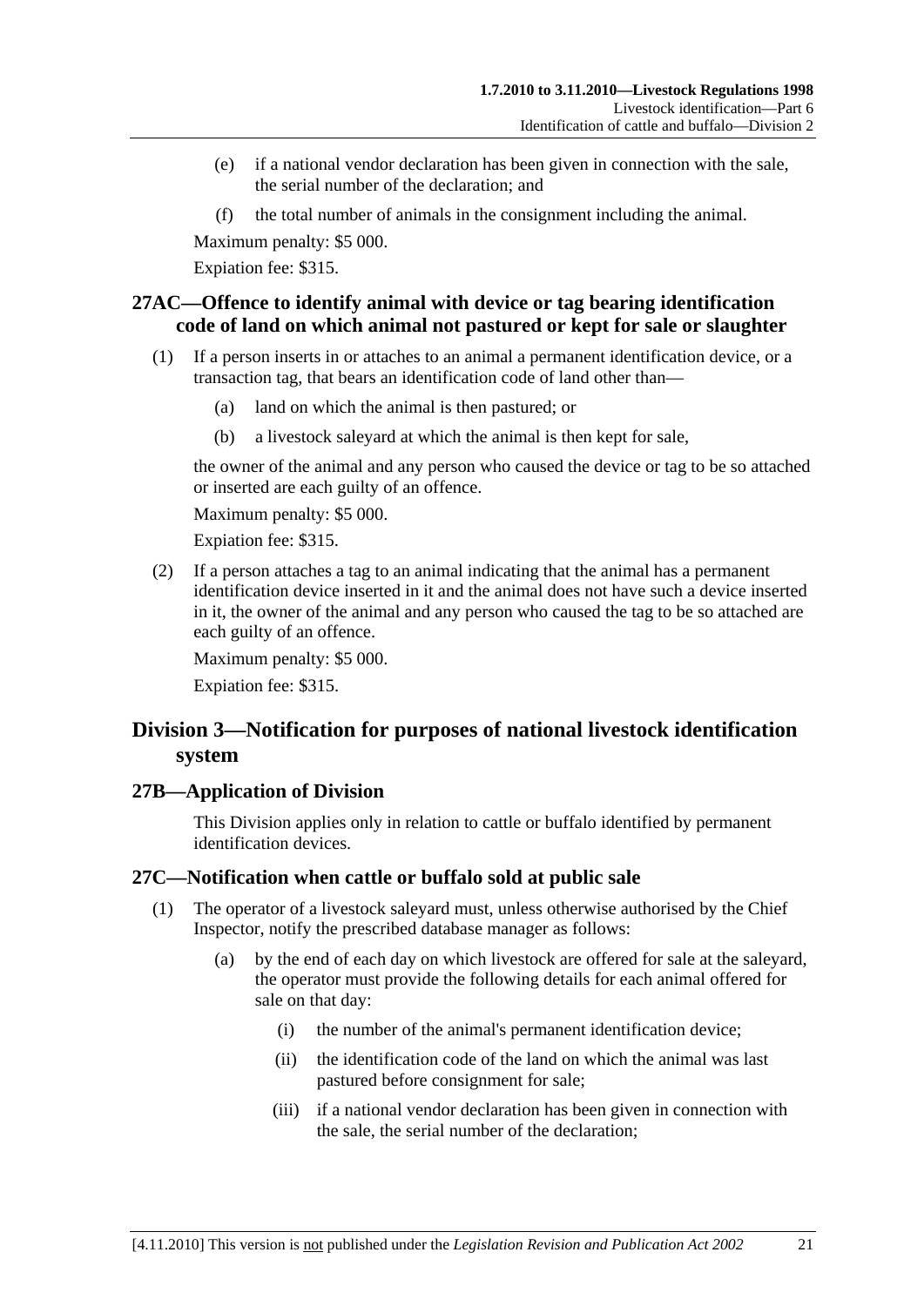(e) if a national vendor declaration has been given in connection with the sale, the serial number of the declaration; and

(f) the total number of animals in the consignment including the animal.

Maximum penalty: $5 000.

Expiation fee: $315.

## 27AC—Offence to identify animal with device or tag bearing identification code of land on which animal not pastured or kept for sale or slaughter

(1) If a person inserts in or attaches to an animal a permanent identification device, or a transaction tag, that bears an identification code of land other than—

(a) land on which the animal is then pastured; or

(b) a livestock saleyard at which the animal is then kept for sale,

the owner of the animal and any person who caused the device or tag to be so attached or inserted are each guilty of an offence.

Maximum penalty: $5 000.

Expiation fee: $315.

(2) If a person attaches a tag to an animal indicating that the animal has a permanent identification device inserted in it and the animal does not have such a device inserted in it, the owner of the animal and any person who caused the tag to be so attached are each guilty of an offence.

Maximum penalty: $5 000.

Expiation fee: $315.

# Division 3—Notification for purposes of national livestock identification system

## 27B—Application of Division

This Division applies only in relation to cattle or buffalo identified by permanent identification devices.

## 27C—Notification when cattle or buffalo sold at public sale

(1) The operator of a livestock saleyard must, unless otherwise authorised by the Chief Inspector, notify the prescribed database manager as follows:

(a) by the end of each day on which livestock are offered for sale at the saleyard, the operator must provide the following details for each animal offered for sale on that day:

(i) the number of the animal's permanent identification device;

(ii) the identification code of the land on which the animal was last pastured before consignment for sale;

(iii) if a national vendor declaration has been given in connection with the sale, the serial number of the declaration;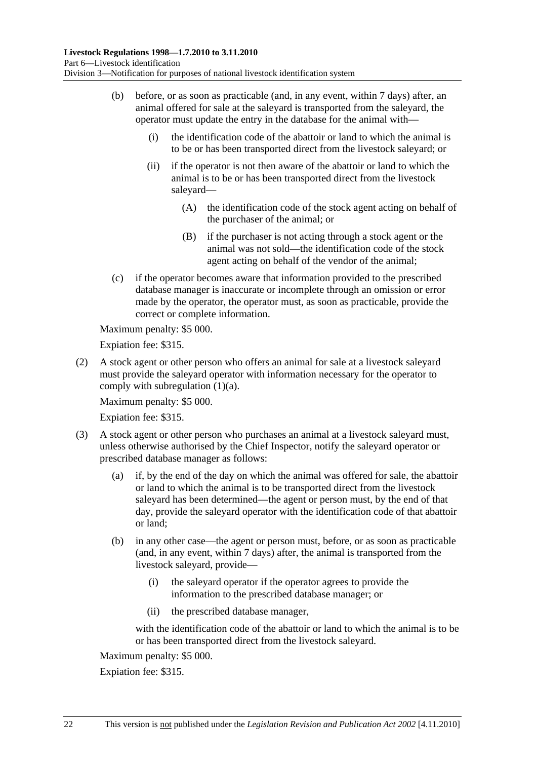(b) before, or as soon as practicable (and, in any event, within 7 days) after, an animal offered for sale at the saleyard is transported from the saleyard, the operator must update the entry in the database for the animal with—

  (i) the identification code of the abattoir or land to which the animal is to be or has been transported direct from the livestock saleyard; or

  (ii) if the operator is not then aware of the abattoir or land to which the animal is to be or has been transported direct from the livestock saleyard—

    (A) the identification code of the stock agent acting on behalf of the purchaser of the animal; or

    (B) if the purchaser is not acting through a stock agent or the animal was not sold—the identification code of the stock agent acting on behalf of the vendor of the animal;

(c) if the operator becomes aware that information provided to the prescribed database manager is inaccurate or incomplete through an omission or error made by the operator, the operator must, as soon as practicable, provide the correct or complete information.

Maximum penalty: $5 000.

Expiation fee: $315.

(2) A stock agent or other person who offers an animal for sale at a livestock saleyard must provide the saleyard operator with information necessary for the operator to comply with subregulation (1)(a).

Maximum penalty: $5 000.

Expiation fee: $315.

(3) A stock agent or other person who purchases an animal at a livestock saleyard must, unless otherwise authorised by the Chief Inspector, notify the saleyard operator or prescribed database manager as follows:

  (a) if, by the end of the day on which the animal was offered for sale, the abattoir or land to which the animal is to be transported direct from the livestock saleyard has been determined—the agent or person must, by the end of that day, provide the saleyard operator with the identification code of that abattoir or land;

  (b) in any other case—the agent or person must, before, or as soon as practicable (and, in any event, within 7 days) after, the animal is transported from the livestock saleyard, provide—

    (i) the saleyard operator if the operator agrees to provide the information to the prescribed database manager; or

    (ii) the prescribed database manager,

  with the identification code of the abattoir or land to which the animal is to be or has been transported direct from the livestock saleyard.

Maximum penalty: $5 000.

Expiation fee: $315.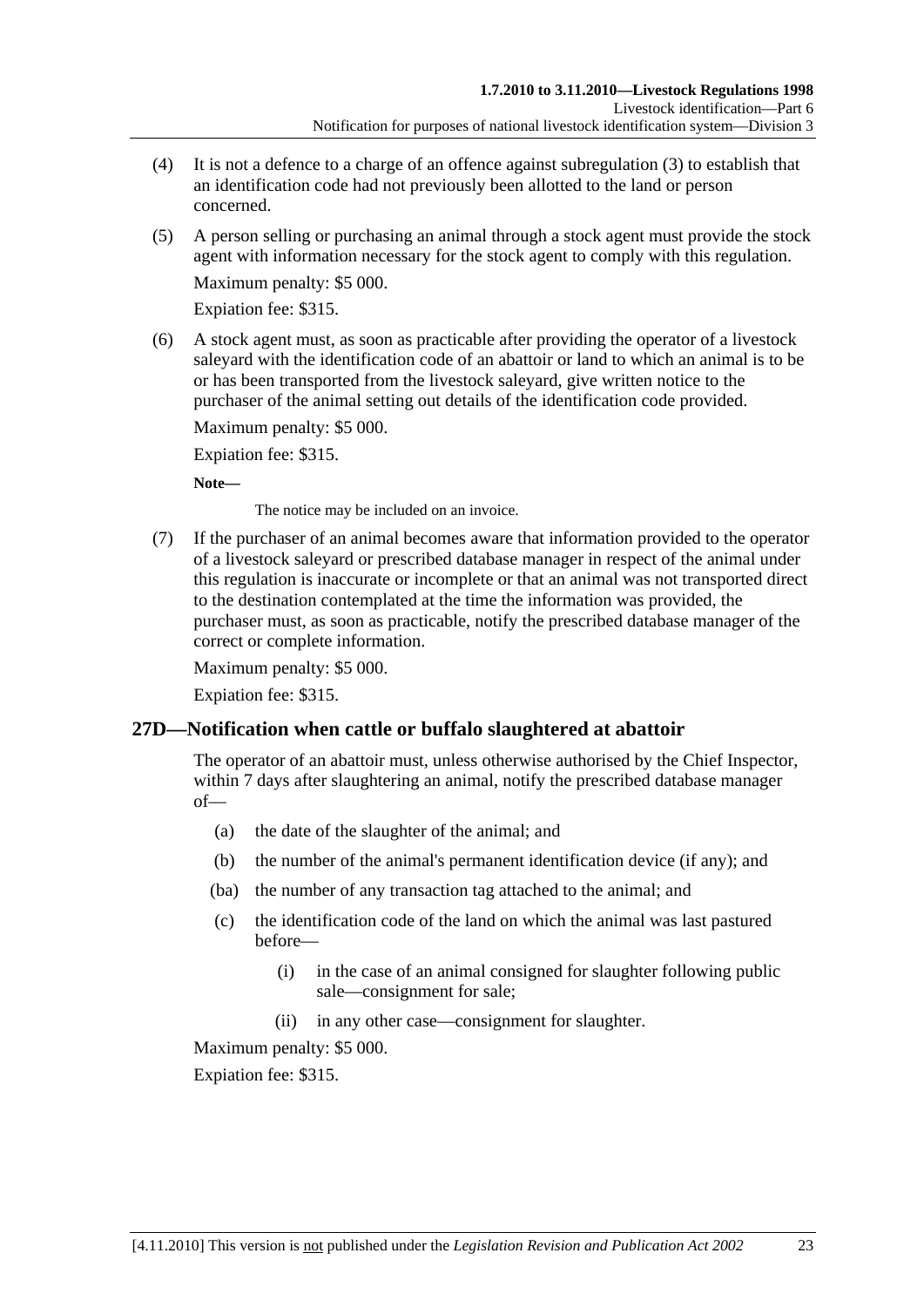(4) It is not a defence to a charge of an offence against subregulation (3) to establish that an identification code had not previously been allotted to the land or person concerned.

(5) A person selling or purchasing an animal through a stock agent must provide the stock agent with information necessary for the stock agent to comply with this regulation.

Maximum penalty: $5 000.

Expiation fee: $315.

(6) A stock agent must, as soon as practicable after providing the operator of a livestock saleyard with the identification code of an abattoir or land to which an animal is to be or has been transported from the livestock saleyard, give written notice to the purchaser of the animal setting out details of the identification code provided.

Maximum penalty: $5 000.

Expiation fee: $315.

**Note—**

The notice may be included on an invoice.

(7) If the purchaser of an animal becomes aware that information provided to the operator of a livestock saleyard or prescribed database manager in respect of the animal under this regulation is inaccurate or incomplete or that an animal was not transported direct to the destination contemplated at the time the information was provided, the purchaser must, as soon as practicable, notify the prescribed database manager of the correct or complete information.

Maximum penalty: $5 000.

Expiation fee: $315.

## 27D—Notification when cattle or buffalo slaughtered at abattoir

The operator of an abattoir must, unless otherwise authorised by the Chief Inspector, within 7 days after slaughtering an animal, notify the prescribed database manager of—

(a) the date of the slaughter of the animal; and

(b) the number of the animal's permanent identification device (if any); and

(ba) the number of any transaction tag attached to the animal; and

(c) the identification code of the land on which the animal was last pastured before—

(i) in the case of an animal consigned for slaughter following public sale—consignment for sale;

(ii) in any other case—consignment for slaughter.

Maximum penalty: $5 000.

Expiation fee: $315.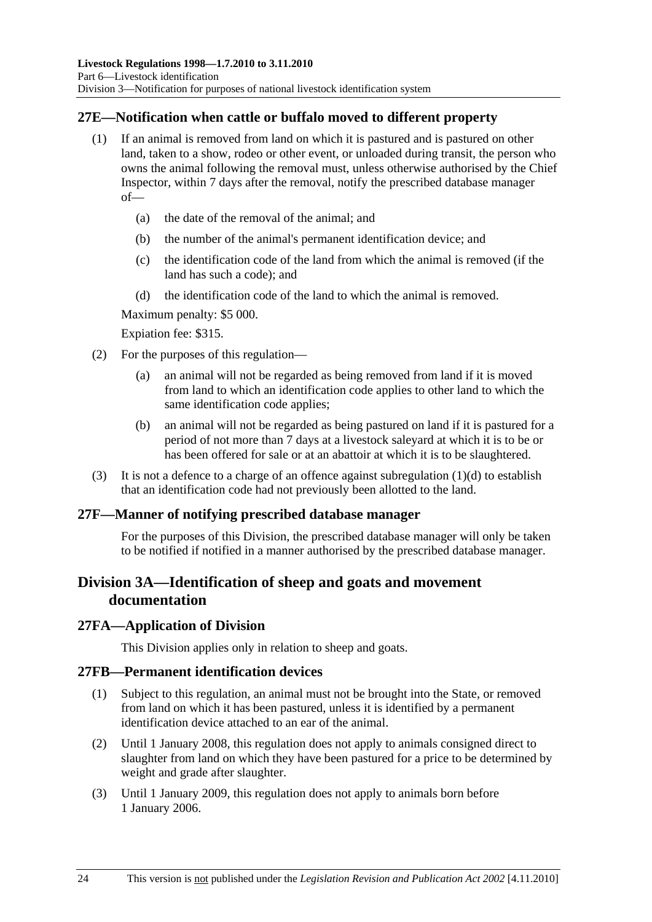### 27E—Notification when cattle or buffalo moved to different property

(1) If an animal is removed from land on which it is pastured and is pastured on other land, taken to a show, rodeo or other event, or unloaded during transit, the person who owns the animal following the removal must, unless otherwise authorised by the Chief Inspector, within 7 days after the removal, notify the prescribed database manager of—

(a) the date of the removal of the animal; and

(b) the number of the animal's permanent identification device; and

(c) the identification code of the land from which the animal is removed (if the land has such a code); and

(d) the identification code of the land to which the animal is removed.

Maximum penalty: $5 000.

Expiation fee: $315.

(2) For the purposes of this regulation—

(a) an animal will not be regarded as being removed from land if it is moved from land to which an identification code applies to other land to which the same identification code applies;

(b) an animal will not be regarded as being pastured on land if it is pastured for a period of not more than 7 days at a livestock saleyard at which it is to be or has been offered for sale or at an abattoir at which it is to be slaughtered.

(3) It is not a defence to a charge of an offence against subregulation (1)(d) to establish that an identification code had not previously been allotted to the land.

### 27F—Manner of notifying prescribed database manager

For the purposes of this Division, the prescribed database manager will only be taken to be notified if notified in a manner authorised by the prescribed database manager.

## Division 3A—Identification of sheep and goats and movement documentation

### 27FA—Application of Division

This Division applies only in relation to sheep and goats.

### 27FB—Permanent identification devices

(1) Subject to this regulation, an animal must not be brought into the State, or removed from land on which it has been pastured, unless it is identified by a permanent identification device attached to an ear of the animal.

(2) Until 1 January 2008, this regulation does not apply to animals consigned direct to slaughter from land on which they have been pastured for a price to be determined by weight and grade after slaughter.

(3) Until 1 January 2009, this regulation does not apply to animals born before 1 January 2006.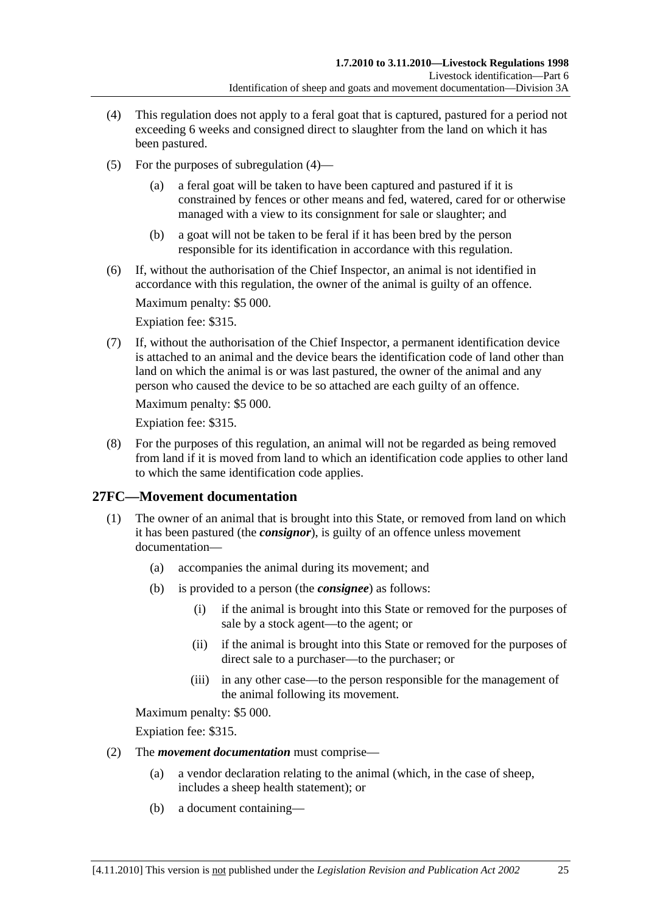(4) This regulation does not apply to a feral goat that is captured, pastured for a period not exceeding 6 weeks and consigned direct to slaughter from the land on which it has been pastured.

(5) For the purposes of subregulation (4)—

(a) a feral goat will be taken to have been captured and pastured if it is constrained by fences or other means and fed, watered, cared for or otherwise managed with a view to its consignment for sale or slaughter; and

(b) a goat will not be taken to be feral if it has been bred by the person responsible for its identification in accordance with this regulation.

(6) If, without the authorisation of the Chief Inspector, an animal is not identified in accordance with this regulation, the owner of the animal is guilty of an offence.

Maximum penalty: $5 000.

Expiation fee: $315.

(7) If, without the authorisation of the Chief Inspector, a permanent identification device is attached to an animal and the device bears the identification code of land other than land on which the animal is or was last pastured, the owner of the animal and any person who caused the device to be so attached are each guilty of an offence.

Maximum penalty: $5 000.

Expiation fee: $315.

(8) For the purposes of this regulation, an animal will not be regarded as being removed from land if it is moved from land to which an identification code applies to other land to which the same identification code applies.

## 27FC—Movement documentation

(1) The owner of an animal that is brought into this State, or removed from land on which it has been pastured (the ***consignor***), is guilty of an offence unless movement documentation—

(a) accompanies the animal during its movement; and

(b) is provided to a person (the ***consignee***) as follows:

(i) if the animal is brought into this State or removed for the purposes of sale by a stock agent—to the agent; or

(ii) if the animal is brought into this State or removed for the purposes of direct sale to a purchaser—to the purchaser; or

(iii) in any other case—to the person responsible for the management of the animal following its movement.

Maximum penalty: $5 000.

Expiation fee: $315.

(2) The ***movement documentation*** must comprise—

(a) a vendor declaration relating to the animal (which, in the case of sheep, includes a sheep health statement); or

(b) a document containing—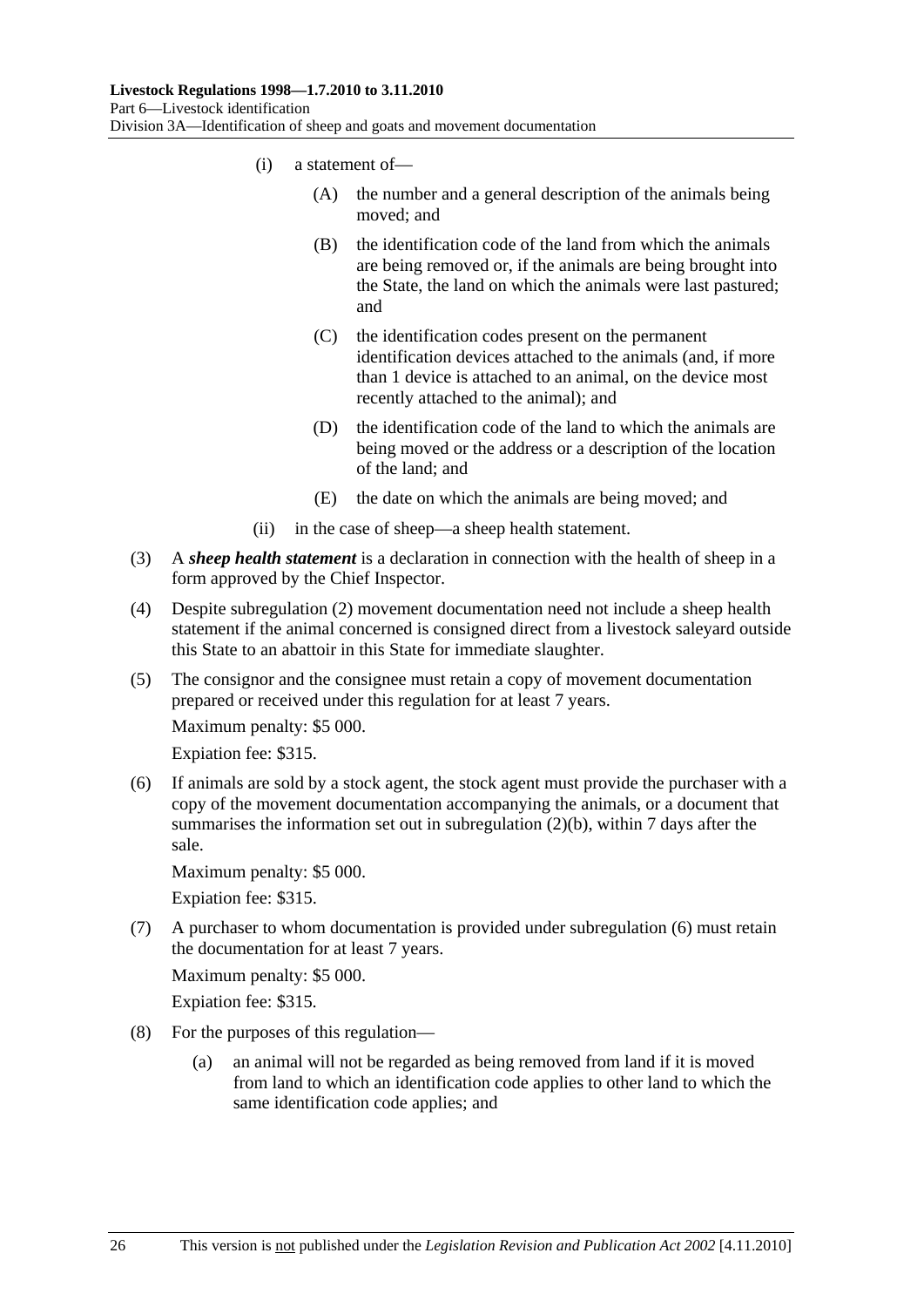- (i) a statement of—
  - (A) the number and a general description of the animals being moved; and
  - (B) the identification code of the land from which the animals are being removed or, if the animals are being brought into the State, the land on which the animals were last pastured; and
  - (C) the identification codes present on the permanent identification devices attached to the animals (and, if more than 1 device is attached to an animal, on the device most recently attached to the animal); and
  - (D) the identification code of the land to which the animals are being moved or the address or a description of the location of the land; and
  - (E) the date on which the animals are being moved; and
- (ii) in the case of sheep—a sheep health statement.

(3) A ***sheep health statement*** is a declaration in connection with the health of sheep in a form approved by the Chief Inspector.

(4) Despite subregulation (2) movement documentation need not include a sheep health statement if the animal concerned is consigned direct from a livestock saleyard outside this State to an abattoir in this State for immediate slaughter.

(5) The consignor and the consignee must retain a copy of movement documentation prepared or received under this regulation for at least 7 years.

Maximum penalty: $5 000.

Expiation fee: $315.

(6) If animals are sold by a stock agent, the stock agent must provide the purchaser with a copy of the movement documentation accompanying the animals, or a document that summarises the information set out in subregulation (2)(b), within 7 days after the sale.

Maximum penalty: $5 000.

Expiation fee: $315.

(7) A purchaser to whom documentation is provided under subregulation (6) must retain the documentation for at least 7 years.

Maximum penalty: $5 000.

Expiation fee: $315.

(8) For the purposes of this regulation—

- (a) an animal will not be regarded as being removed from land if it is moved from land to which an identification code applies to other land to which the same identification code applies; and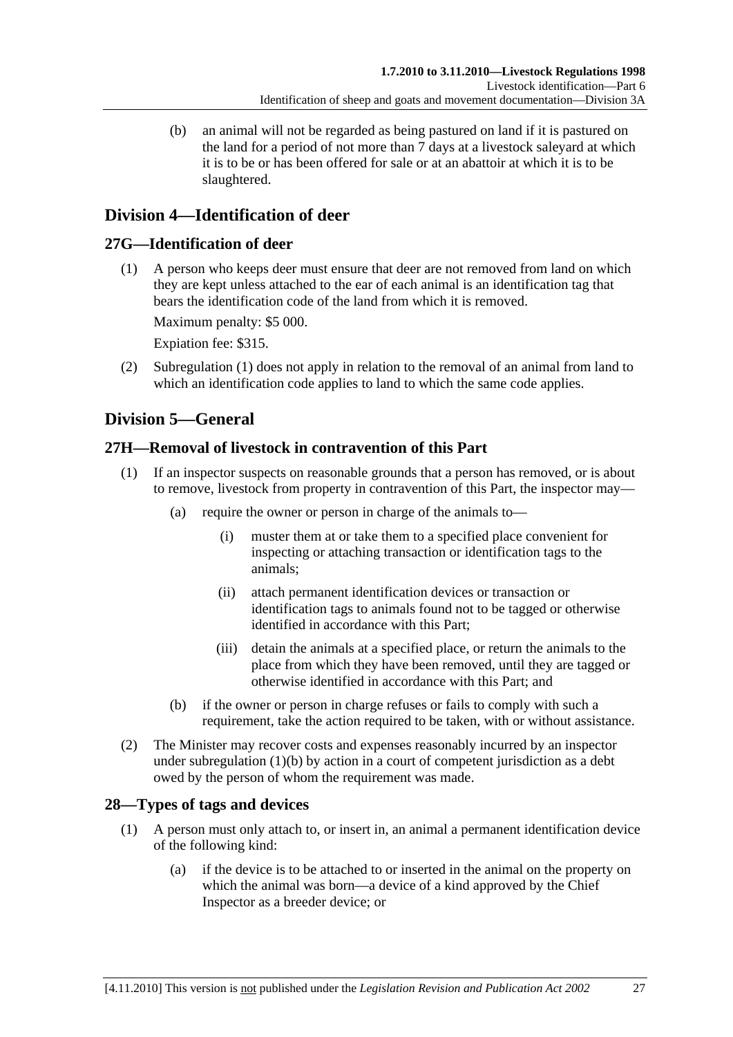(b) an animal will not be regarded as being pastured on land if it is pastured on the land for a period of not more than 7 days at a livestock saleyard at which it is to be or has been offered for sale or at an abattoir at which it is to be slaughtered.

## Division 4—Identification of deer

### 27G—Identification of deer

(1) A person who keeps deer must ensure that deer are not removed from land on which they are kept unless attached to the ear of each animal is an identification tag that bears the identification code of the land from which it is removed.

Maximum penalty: $5 000.

Expiation fee: $315.

(2) Subregulation (1) does not apply in relation to the removal of an animal from land to which an identification code applies to land to which the same code applies.

## Division 5—General

### 27H—Removal of livestock in contravention of this Part

(1) If an inspector suspects on reasonable grounds that a person has removed, or is about to remove, livestock from property in contravention of this Part, the inspector may—

(a) require the owner or person in charge of the animals to—

(i) muster them at or take them to a specified place convenient for inspecting or attaching transaction or identification tags to the animals;

(ii) attach permanent identification devices or transaction or identification tags to animals found not to be tagged or otherwise identified in accordance with this Part;

(iii) detain the animals at a specified place, or return the animals to the place from which they have been removed, until they are tagged or otherwise identified in accordance with this Part; and

(b) if the owner or person in charge refuses or fails to comply with such a requirement, take the action required to be taken, with or without assistance.

(2) The Minister may recover costs and expenses reasonably incurred by an inspector under subregulation (1)(b) by action in a court of competent jurisdiction as a debt owed by the person of whom the requirement was made.

### 28—Types of tags and devices

(1) A person must only attach to, or insert in, an animal a permanent identification device of the following kind:

(a) if the device is to be attached to or inserted in the animal on the property on which the animal was born—a device of a kind approved by the Chief Inspector as a breeder device; or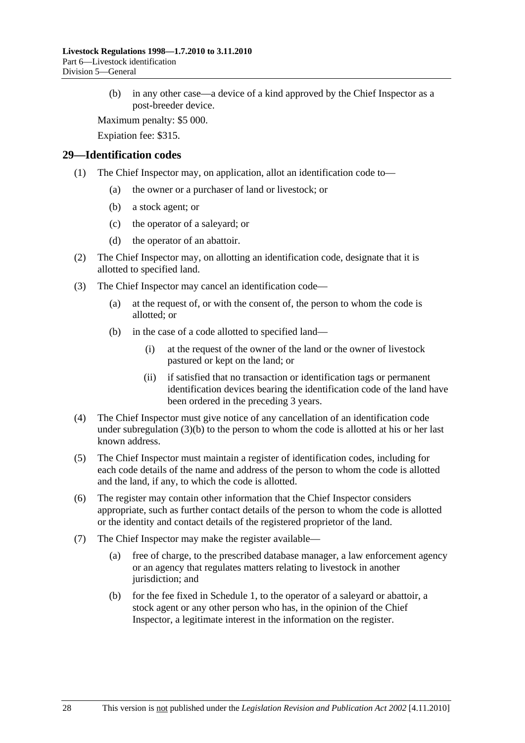(b) in any other case—a device of a kind approved by the Chief Inspector as a post-breeder device.

Maximum penalty: $5 000.

Expiation fee: $315.

## 29—Identification codes

(1) The Chief Inspector may, on application, allot an identification code to—

(a) the owner or a purchaser of land or livestock; or

(b) a stock agent; or

(c) the operator of a saleyard; or

(d) the operator of an abattoir.

(2) The Chief Inspector may, on allotting an identification code, designate that it is allotted to specified land.

(3) The Chief Inspector may cancel an identification code—

(a) at the request of, or with the consent of, the person to whom the code is allotted; or

(b) in the case of a code allotted to specified land—

(i) at the request of the owner of the land or the owner of livestock pastured or kept on the land; or

(ii) if satisfied that no transaction or identification tags or permanent identification devices bearing the identification code of the land have been ordered in the preceding 3 years.

(4) The Chief Inspector must give notice of any cancellation of an identification code under subregulation (3)(b) to the person to whom the code is allotted at his or her last known address.

(5) The Chief Inspector must maintain a register of identification codes, including for each code details of the name and address of the person to whom the code is allotted and the land, if any, to which the code is allotted.

(6) The register may contain other information that the Chief Inspector considers appropriate, such as further contact details of the person to whom the code is allotted or the identity and contact details of the registered proprietor of the land.

(7) The Chief Inspector may make the register available—

(a) free of charge, to the prescribed database manager, a law enforcement agency or an agency that regulates matters relating to livestock in another jurisdiction; and

(b) for the fee fixed in Schedule 1, to the operator of a saleyard or abattoir, a stock agent or any other person who has, in the opinion of the Chief Inspector, a legitimate interest in the information on the register.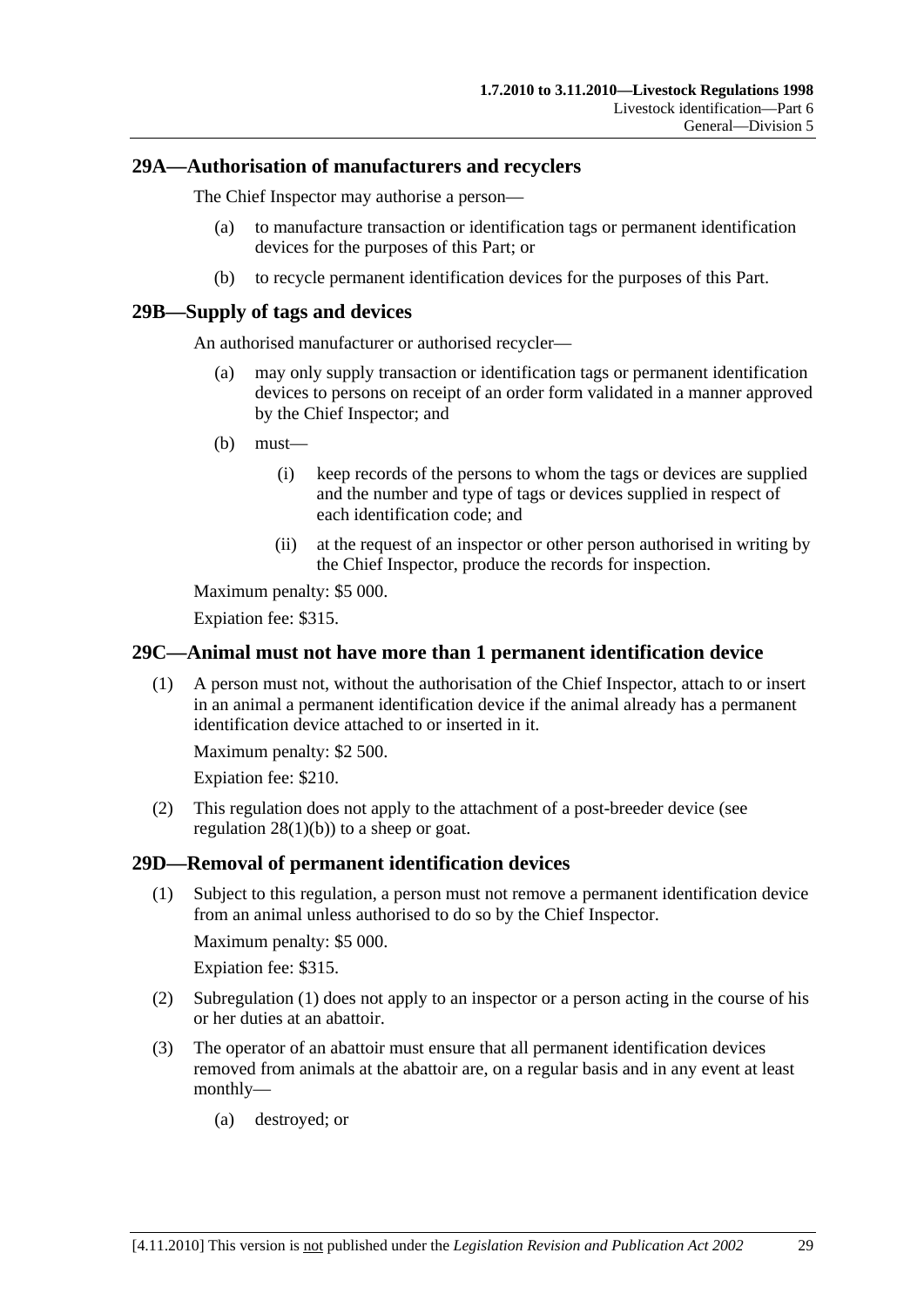## 29A—Authorisation of manufacturers and recyclers

The Chief Inspector may authorise a person—

(a) to manufacture transaction or identification tags or permanent identification devices for the purposes of this Part; or

(b) to recycle permanent identification devices for the purposes of this Part.

## 29B—Supply of tags and devices

An authorised manufacturer or authorised recycler—

(a) may only supply transaction or identification tags or permanent identification devices to persons on receipt of an order form validated in a manner approved by the Chief Inspector; and

(b) must—

(i) keep records of the persons to whom the tags or devices are supplied and the number and type of tags or devices supplied in respect of each identification code; and

(ii) at the request of an inspector or other person authorised in writing by the Chief Inspector, produce the records for inspection.

Maximum penalty: $5 000.

Expiation fee: $315.

## 29C—Animal must not have more than 1 permanent identification device

(1) A person must not, without the authorisation of the Chief Inspector, attach to or insert in an animal a permanent identification device if the animal already has a permanent identification device attached to or inserted in it.

Maximum penalty: $2 500.

Expiation fee: $210.

(2) This regulation does not apply to the attachment of a post-breeder device (see regulation 28(1)(b)) to a sheep or goat.

## 29D—Removal of permanent identification devices

(1) Subject to this regulation, a person must not remove a permanent identification device from an animal unless authorised to do so by the Chief Inspector.

Maximum penalty: $5 000.

Expiation fee: $315.

(2) Subregulation (1) does not apply to an inspector or a person acting in the course of his or her duties at an abattoir.

(3) The operator of an abattoir must ensure that all permanent identification devices removed from animals at the abattoir are, on a regular basis and in any event at least monthly—

(a) destroyed; or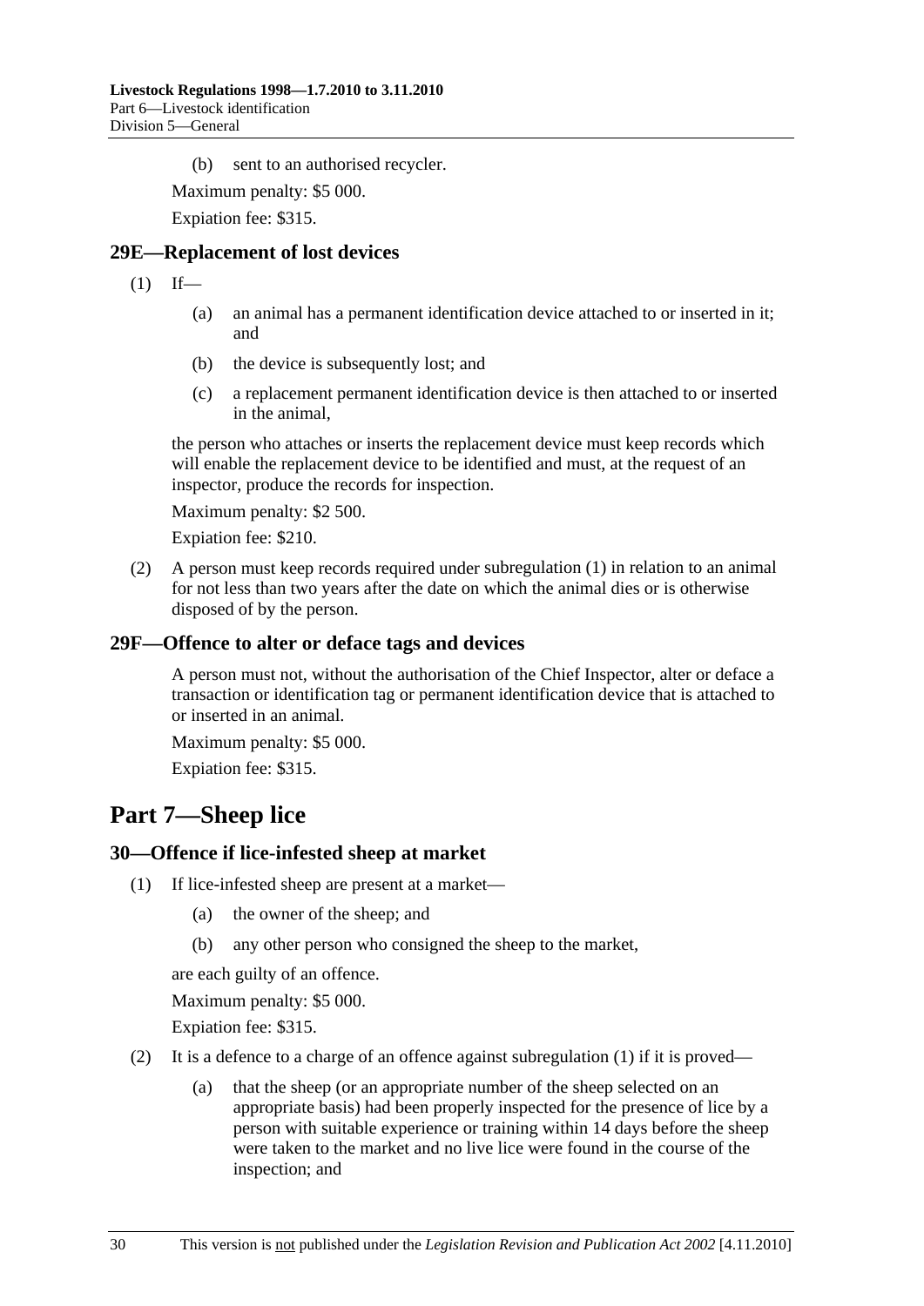(b) sent to an authorised recycler.

Maximum penalty: $5 000.

Expiation fee: $315.

### 29E—Replacement of lost devices

(1) If—

(a) an animal has a permanent identification device attached to or inserted in it; and

(b) the device is subsequently lost; and

(c) a replacement permanent identification device is then attached to or inserted in the animal,

the person who attaches or inserts the replacement device must keep records which will enable the replacement device to be identified and must, at the request of an inspector, produce the records for inspection.

Maximum penalty: $2 500.

Expiation fee: $210.

(2) A person must keep records required under subregulation (1) in relation to an animal for not less than two years after the date on which the animal dies or is otherwise disposed of by the person.

### 29F—Offence to alter or deface tags and devices

A person must not, without the authorisation of the Chief Inspector, alter or deface a transaction or identification tag or permanent identification device that is attached to or inserted in an animal.

Maximum penalty: $5 000.

Expiation fee: $315.

## Part 7—Sheep lice

### 30—Offence if lice-infested sheep at market

(1) If lice-infested sheep are present at a market—

(a) the owner of the sheep; and

(b) any other person who consigned the sheep to the market,

are each guilty of an offence.

Maximum penalty: $5 000.

Expiation fee: $315.

(2) It is a defence to a charge of an offence against subregulation (1) if it is proved—

(a) that the sheep (or an appropriate number of the sheep selected on an appropriate basis) had been properly inspected for the presence of lice by a person with suitable experience or training within 14 days before the sheep were taken to the market and no live lice were found in the course of the inspection; and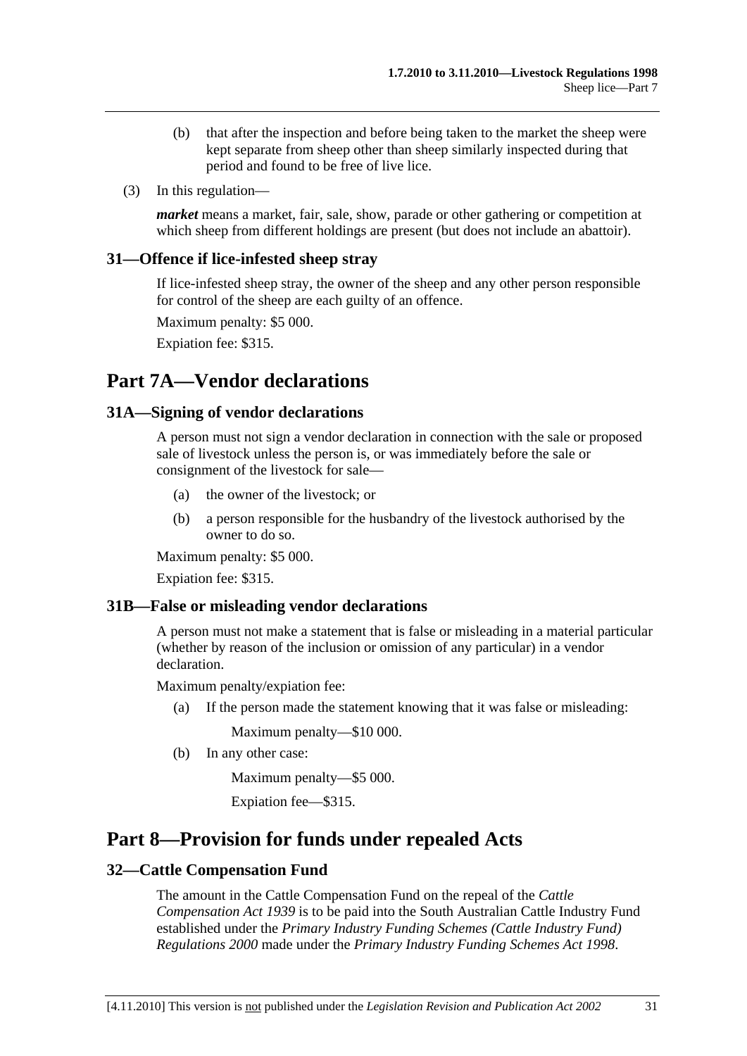(b) that after the inspection and before being taken to the market the sheep were kept separate from sheep other than sheep similarly inspected during that period and found to be free of live lice.

(3) In this regulation—

***market*** means a market, fair, sale, show, parade or other gathering or competition at which sheep from different holdings are present (but does not include an abattoir).

### 31—Offence if lice-infested sheep stray

If lice-infested sheep stray, the owner of the sheep and any other person responsible for control of the sheep are each guilty of an offence.

Maximum penalty: $5 000.

Expiation fee: $315.

## Part 7A—Vendor declarations

### 31A—Signing of vendor declarations

A person must not sign a vendor declaration in connection with the sale or proposed sale of livestock unless the person is, or was immediately before the sale or consignment of the livestock for sale—

(a) the owner of the livestock; or

(b) a person responsible for the husbandry of the livestock authorised by the owner to do so.

Maximum penalty: $5 000.

Expiation fee: $315.

### 31B—False or misleading vendor declarations

A person must not make a statement that is false or misleading in a material particular (whether by reason of the inclusion or omission of any particular) in a vendor declaration.

Maximum penalty/expiation fee:

(a) If the person made the statement knowing that it was false or misleading:

Maximum penalty—$10 000.

(b) In any other case:

Maximum penalty—$5 000.

Expiation fee—$315.

## Part 8—Provision for funds under repealed Acts

### 32—Cattle Compensation Fund

The amount in the Cattle Compensation Fund on the repeal of the *Cattle Compensation Act 1939* is to be paid into the South Australian Cattle Industry Fund established under the *Primary Industry Funding Schemes (Cattle Industry Fund) Regulations 2000* made under the *Primary Industry Funding Schemes Act 1998*.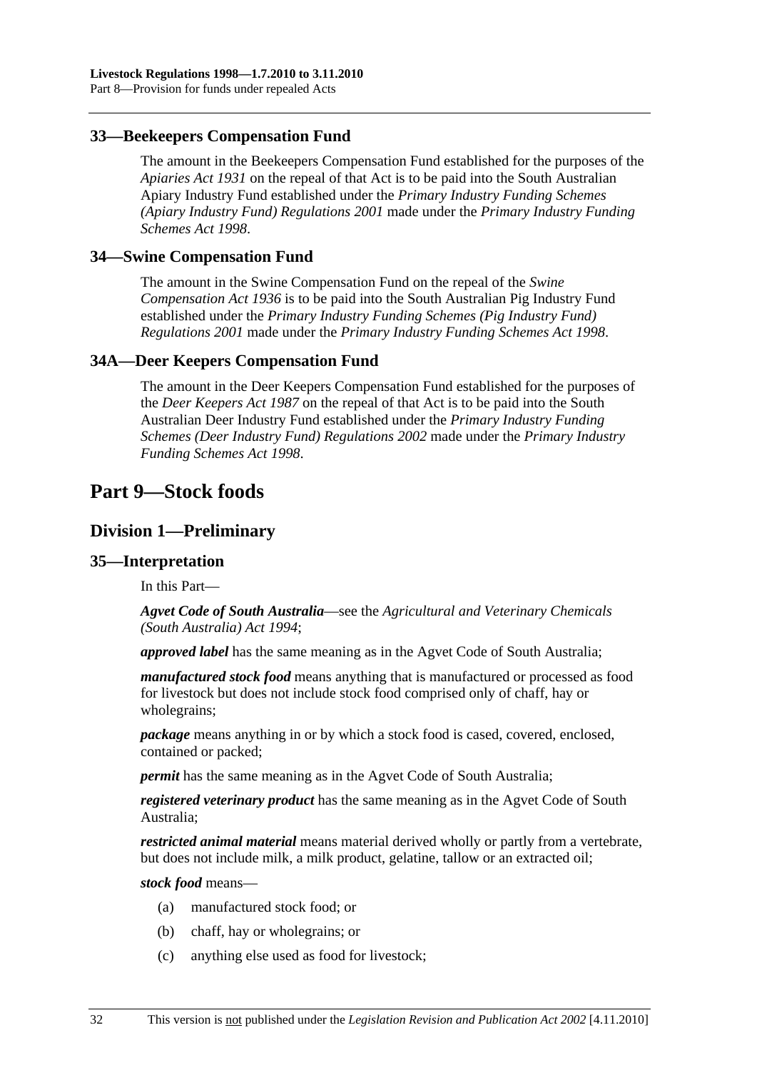### 33—Beekeepers Compensation Fund

The amount in the Beekeepers Compensation Fund established for the purposes of the *Apiaries Act 1931* on the repeal of that Act is to be paid into the South Australian Apiary Industry Fund established under the *Primary Industry Funding Schemes (Apiary Industry Fund) Regulations 2001* made under the *Primary Industry Funding Schemes Act 1998*.

### 34—Swine Compensation Fund

The amount in the Swine Compensation Fund on the repeal of the *Swine Compensation Act 1936* is to be paid into the South Australian Pig Industry Fund established under the *Primary Industry Funding Schemes (Pig Industry Fund) Regulations 2001* made under the *Primary Industry Funding Schemes Act 1998*.

### 34A—Deer Keepers Compensation Fund

The amount in the Deer Keepers Compensation Fund established for the purposes of the *Deer Keepers Act 1987* on the repeal of that Act is to be paid into the South Australian Deer Industry Fund established under the *Primary Industry Funding Schemes (Deer Industry Fund) Regulations 2002* made under the *Primary Industry Funding Schemes Act 1998*.

# Part 9—Stock foods

## Division 1—Preliminary

### 35—Interpretation

In this Part—

***Agvet Code of South Australia***—see the *Agricultural and Veterinary Chemicals (South Australia) Act 1994*;

***approved label*** has the same meaning as in the Agvet Code of South Australia;

***manufactured stock food*** means anything that is manufactured or processed as food for livestock but does not include stock food comprised only of chaff, hay or wholegrains;

***package*** means anything in or by which a stock food is cased, covered, enclosed, contained or packed;

***permit*** has the same meaning as in the Agvet Code of South Australia;

***registered veterinary product*** has the same meaning as in the Agvet Code of South Australia;

***restricted animal material*** means material derived wholly or partly from a vertebrate, but does not include milk, a milk product, gelatine, tallow or an extracted oil;

***stock food*** means—

(a) manufactured stock food; or

(b) chaff, hay or wholegrains; or

(c) anything else used as food for livestock;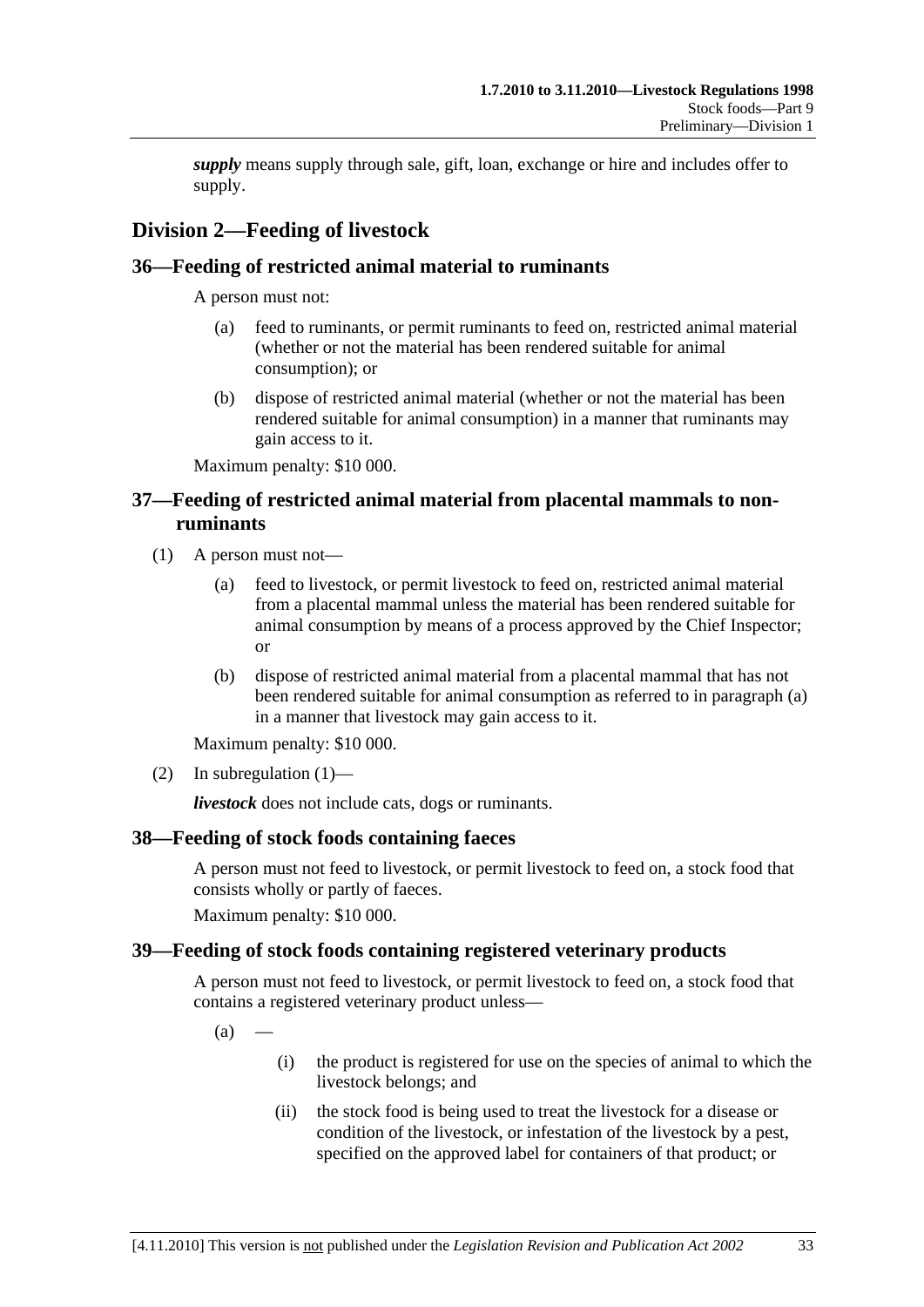***supply*** means supply through sale, gift, loan, exchange or hire and includes offer to supply.

## Division 2—Feeding of livestock

### 36—Feeding of restricted animal material to ruminants

A person must not:

(a) feed to ruminants, or permit ruminants to feed on, restricted animal material (whether or not the material has been rendered suitable for animal consumption); or

(b) dispose of restricted animal material (whether or not the material has been rendered suitable for animal consumption) in a manner that ruminants may gain access to it.

Maximum penalty: $10 000.

### 37—Feeding of restricted animal material from placental mammals to non-ruminants

(1) A person must not—

(a) feed to livestock, or permit livestock to feed on, restricted animal material from a placental mammal unless the material has been rendered suitable for animal consumption by means of a process approved by the Chief Inspector; or

(b) dispose of restricted animal material from a placental mammal that has not been rendered suitable for animal consumption as referred to in paragraph (a) in a manner that livestock may gain access to it.

Maximum penalty: $10 000.

(2) In subregulation (1)—

***livestock*** does not include cats, dogs or ruminants.

### 38—Feeding of stock foods containing faeces

A person must not feed to livestock, or permit livestock to feed on, a stock food that consists wholly or partly of faeces.

Maximum penalty: $10 000.

### 39—Feeding of stock foods containing registered veterinary products

A person must not feed to livestock, or permit livestock to feed on, a stock food that contains a registered veterinary product unless—

(a) —

(i) the product is registered for use on the species of animal to which the livestock belongs; and

(ii) the stock food is being used to treat the livestock for a disease or condition of the livestock, or infestation of the livestock by a pest, specified on the approved label for containers of that product; or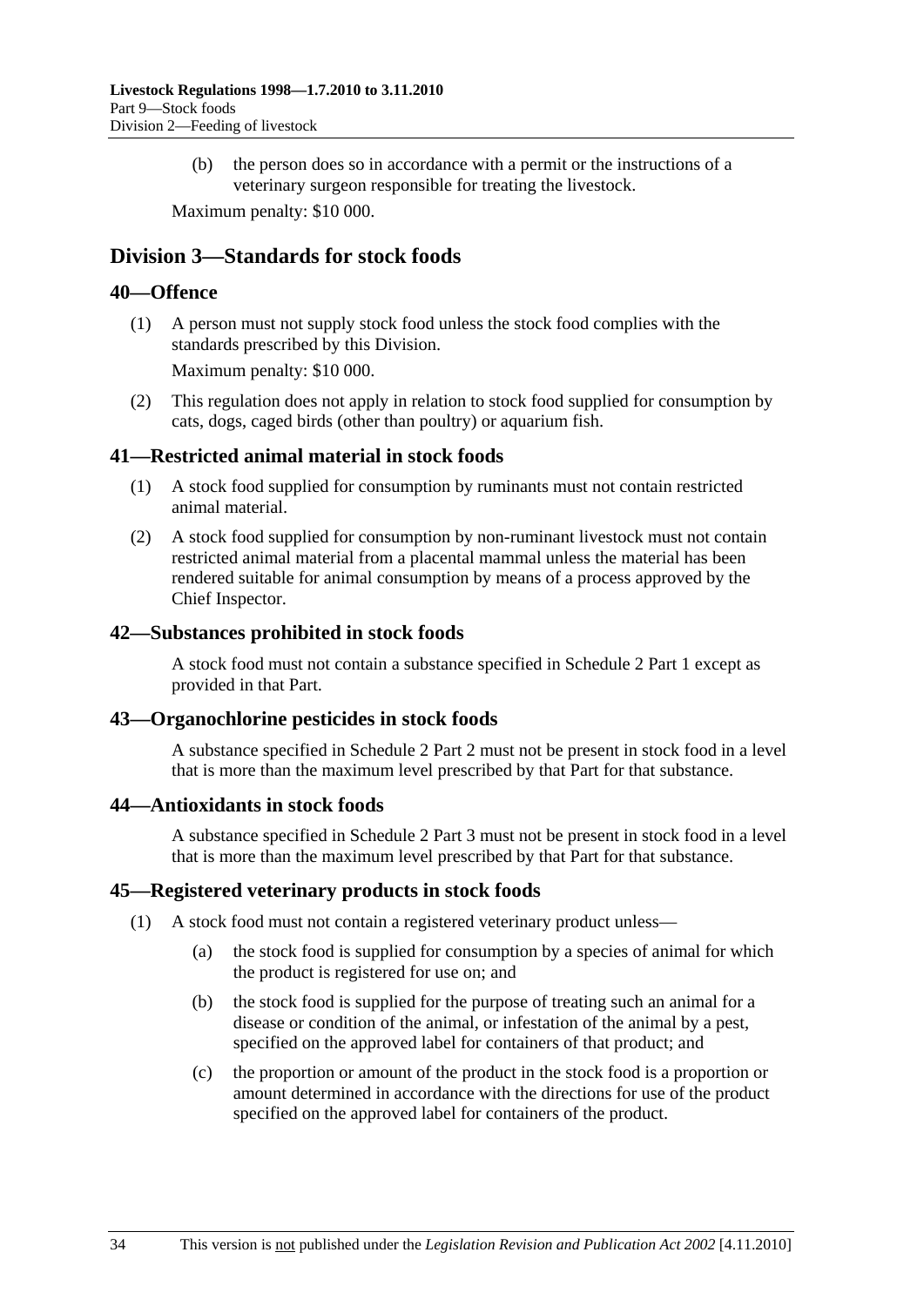(b) the person does so in accordance with a permit or the instructions of a veterinary surgeon responsible for treating the livestock.

Maximum penalty: $10 000.

## Division 3—Standards for stock foods

### 40—Offence

(1) A person must not supply stock food unless the stock food complies with the standards prescribed by this Division.

Maximum penalty: $10 000.

(2) This regulation does not apply in relation to stock food supplied for consumption by cats, dogs, caged birds (other than poultry) or aquarium fish.

### 41—Restricted animal material in stock foods

(1) A stock food supplied for consumption by ruminants must not contain restricted animal material.

(2) A stock food supplied for consumption by non-ruminant livestock must not contain restricted animal material from a placental mammal unless the material has been rendered suitable for animal consumption by means of a process approved by the Chief Inspector.

### 42—Substances prohibited in stock foods

A stock food must not contain a substance specified in Schedule 2 Part 1 except as provided in that Part.

### 43—Organochlorine pesticides in stock foods

A substance specified in Schedule 2 Part 2 must not be present in stock food in a level that is more than the maximum level prescribed by that Part for that substance.

### 44—Antioxidants in stock foods

A substance specified in Schedule 2 Part 3 must not be present in stock food in a level that is more than the maximum level prescribed by that Part for that substance.

### 45—Registered veterinary products in stock foods

(1) A stock food must not contain a registered veterinary product unless—

(a) the stock food is supplied for consumption by a species of animal for which the product is registered for use on; and

(b) the stock food is supplied for the purpose of treating such an animal for a disease or condition of the animal, or infestation of the animal by a pest, specified on the approved label for containers of that product; and

(c) the proportion or amount of the product in the stock food is a proportion or amount determined in accordance with the directions for use of the product specified on the approved label for containers of the product.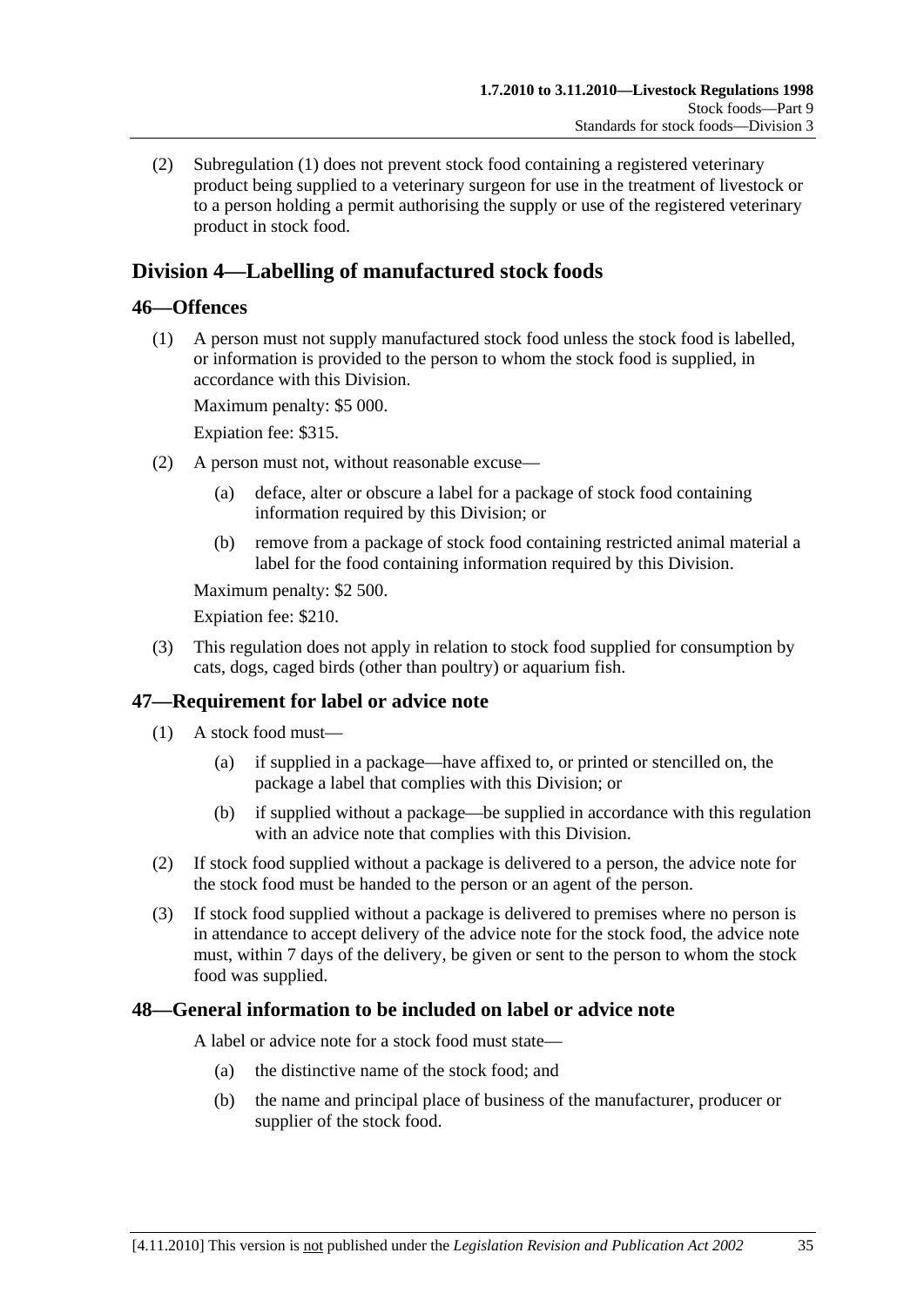(2) Subregulation (1) does not prevent stock food containing a registered veterinary product being supplied to a veterinary surgeon for use in the treatment of livestock or to a person holding a permit authorising the supply or use of the registered veterinary product in stock food.

## Division 4—Labelling of manufactured stock foods

### 46—Offences

(1) A person must not supply manufactured stock food unless the stock food is labelled, or information is provided to the person to whom the stock food is supplied, in accordance with this Division.

Maximum penalty: $5 000.

Expiation fee: $315.

(2) A person must not, without reasonable excuse—

(a) deface, alter or obscure a label for a package of stock food containing information required by this Division; or

(b) remove from a package of stock food containing restricted animal material a label for the food containing information required by this Division.

Maximum penalty: $2 500.

Expiation fee: $210.

(3) This regulation does not apply in relation to stock food supplied for consumption by cats, dogs, caged birds (other than poultry) or aquarium fish.

### 47—Requirement for label or advice note

(1) A stock food must—

(a) if supplied in a package—have affixed to, or printed or stencilled on, the package a label that complies with this Division; or

(b) if supplied without a package—be supplied in accordance with this regulation with an advice note that complies with this Division.

(2) If stock food supplied without a package is delivered to a person, the advice note for the stock food must be handed to the person or an agent of the person.

(3) If stock food supplied without a package is delivered to premises where no person is in attendance to accept delivery of the advice note for the stock food, the advice note must, within 7 days of the delivery, be given or sent to the person to whom the stock food was supplied.

### 48—General information to be included on label or advice note

A label or advice note for a stock food must state—

(a) the distinctive name of the stock food; and

(b) the name and principal place of business of the manufacturer, producer or supplier of the stock food.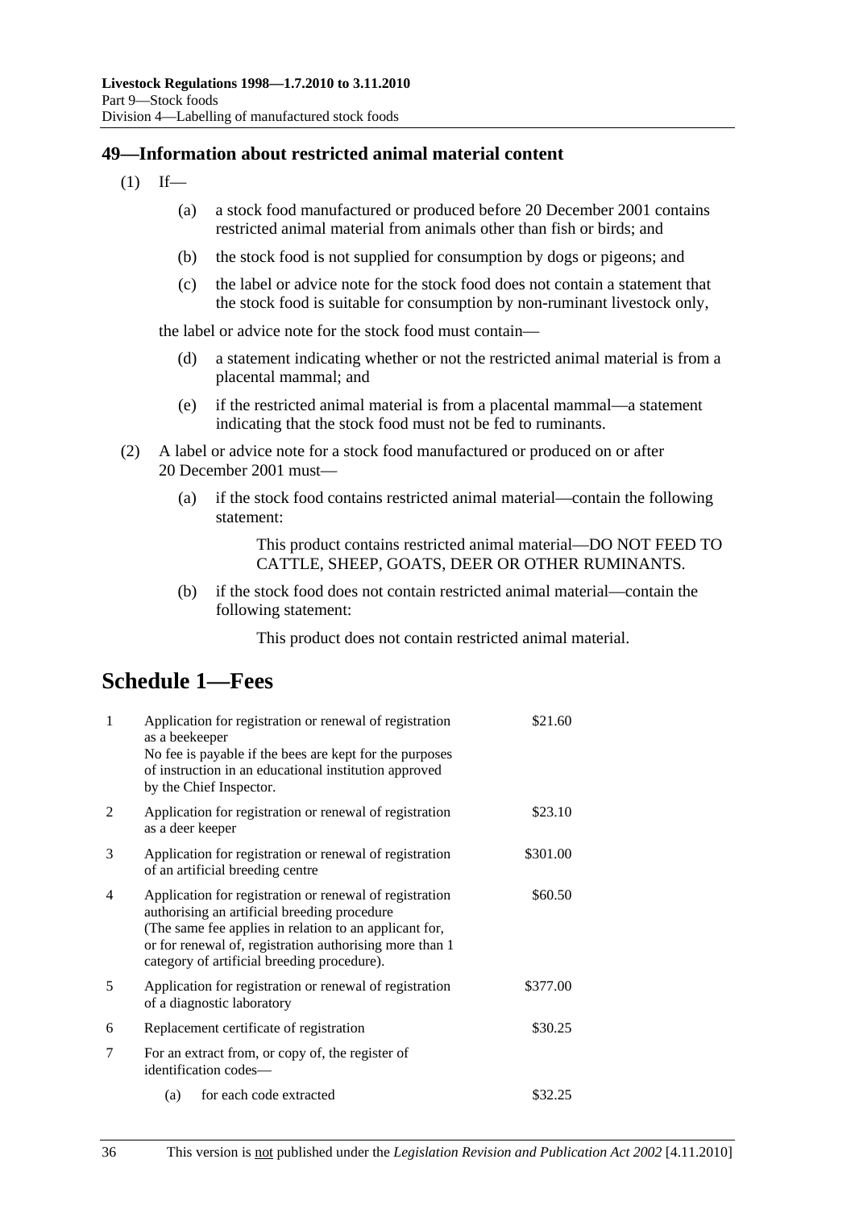## 49—Information about restricted animal material content

(1) If—

(a) a stock food manufactured or produced before 20 December 2001 contains restricted animal material from animals other than fish or birds; and

(b) the stock food is not supplied for consumption by dogs or pigeons; and

(c) the label or advice note for the stock food does not contain a statement that the stock food is suitable for consumption by non-ruminant livestock only,

the label or advice note for the stock food must contain—

(d) a statement indicating whether or not the restricted animal material is from a placental mammal; and

(e) if the restricted animal material is from a placental mammal—a statement indicating that the stock food must not be fed to ruminants.

(2) A label or advice note for a stock food manufactured or produced on or after 20 December 2001 must—

(a) if the stock food contains restricted animal material—contain the following statement:

> This product contains restricted animal material—DO NOT FEED TO CATTLE, SHEEP, GOATS, DEER OR OTHER RUMINANTS.

(b) if the stock food does not contain restricted animal material—contain the following statement:

> This product does not contain restricted animal material.

# Schedule 1—Fees

| | | |
|---|---|---|
| 1 | Application for registration or renewal of registration as a beekeeper<br>No fee is payable if the bees are kept for the purposes of instruction in an educational institution approved by the Chief Inspector. | $21.60 |
| 2 | Application for registration or renewal of registration as a deer keeper | $23.10 |
| 3 | Application for registration or renewal of registration of an artificial breeding centre | $301.00 |
| 4 | Application for registration or renewal of registration authorising an artificial breeding procedure<br>(The same fee applies in relation to an applicant for, or for renewal of, registration authorising more than 1 category of artificial breeding procedure). | $60.50 |
| 5 | Application for registration or renewal of registration of a diagnostic laboratory | $377.00 |
| 6 | Replacement certificate of registration | $30.25 |
| 7 | For an extract from, or copy of, the register of identification codes— | |
| | (a) for each code extracted | $32.25 |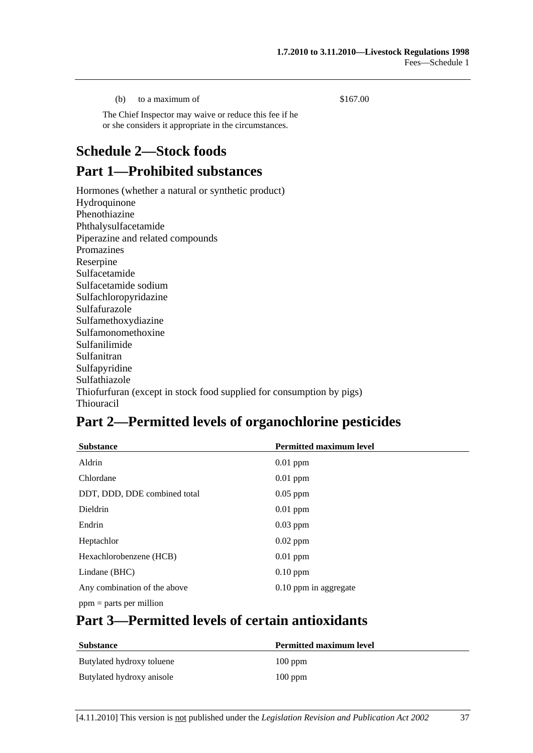(b) to a maximum of $167.00

The Chief Inspector may waive or reduce this fee if he or she considers it appropriate in the circumstances.

# Schedule 2—Stock foods

## Part 1—Prohibited substances

Hormones (whether a natural or synthetic product)
Hydroquinone
Phenothiazine
Phthalysulfacetamide
Piperazine and related compounds
Promazines
Reserpine
Sulfacetamide
Sulfacetamide sodium
Sulfachloropyridazine
Sulfafurazole
Sulfamethoxydiazine
Sulfamonomethoxine
Sulfanilimide
Sulfanitran
Sulfapyridine
Sulfathiazole
Thiofurfuran (except in stock food supplied for consumption by pigs)
Thiouracil

## Part 2—Permitted levels of organochlorine pesticides

| Substance | Permitted maximum level |
|---|---|
| Aldrin | 0.01 ppm |
| Chlordane | 0.01 ppm |
| DDT, DDD, DDE combined total | 0.05 ppm |
| Dieldrin | 0.01 ppm |
| Endrin | 0.03 ppm |
| Heptachlor | 0.02 ppm |
| Hexachlorobenzene (HCB) | 0.01 ppm |
| Lindane (BHC) | 0.10 ppm |
| Any combination of the above | 0.10 ppm in aggregate |

ppm = parts per million

## Part 3—Permitted levels of certain antioxidants

| Substance | Permitted maximum level |
|---|---|
| Butylated hydroxy toluene | 100 ppm |
| Butylated hydroxy anisole | 100 ppm |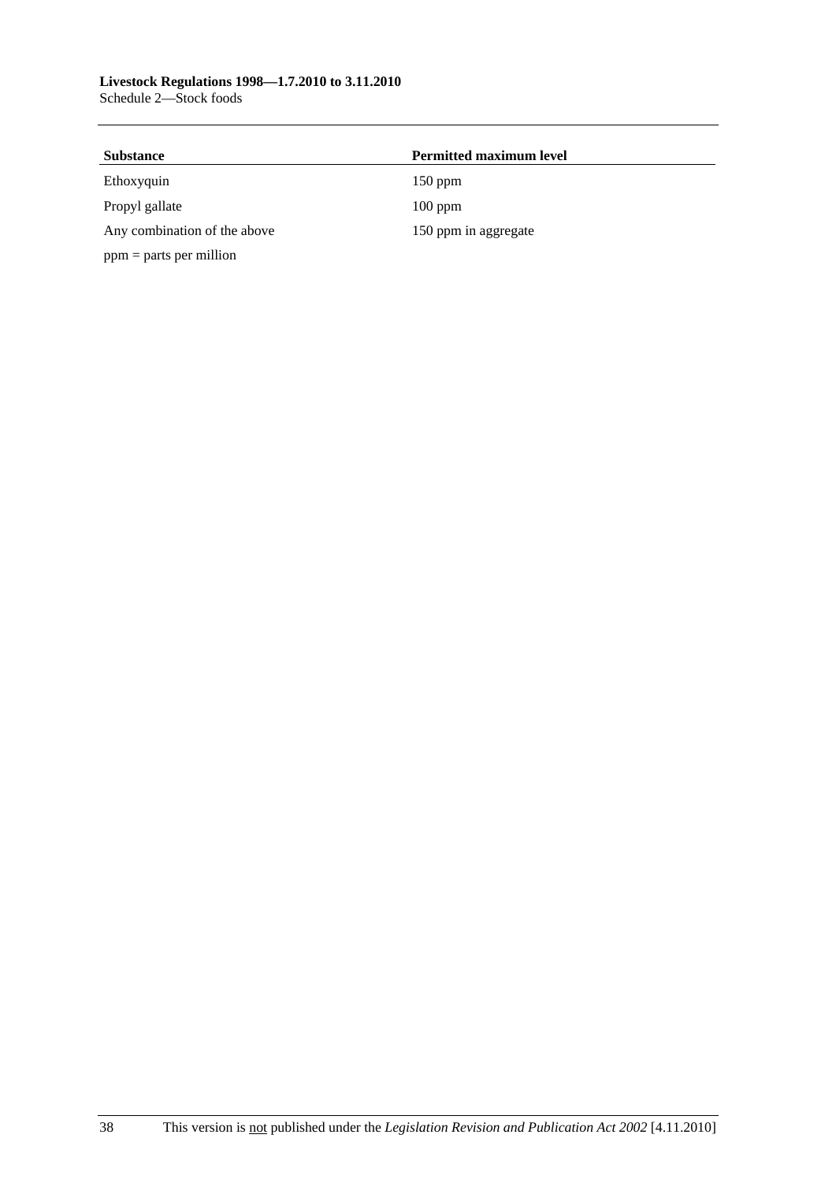| Substance | Permitted maximum level |
| --- | --- |
| Ethoxyquin | 150 ppm |
| Propyl gallate | 100 ppm |
| Any combination of the above | 150 ppm in aggregate |

ppm = parts per million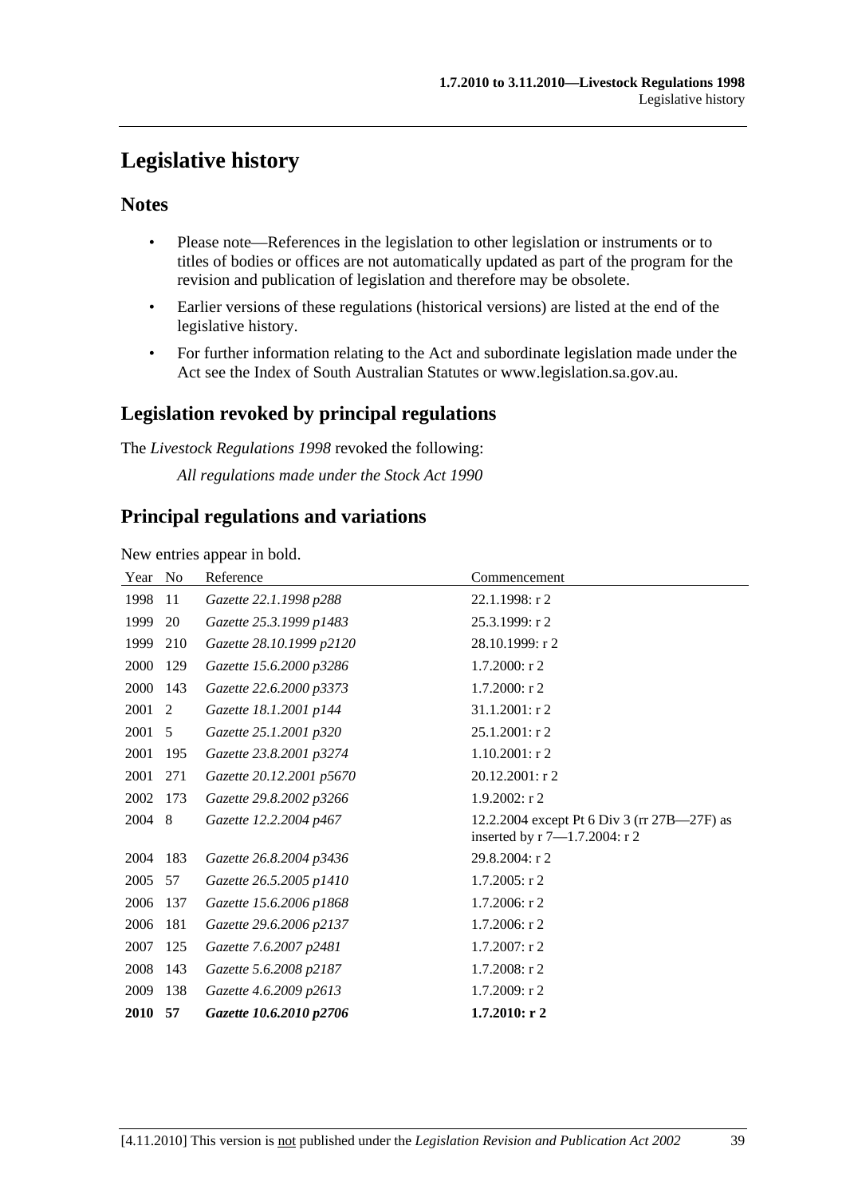# Legislative history

## Notes

- Please note—References in the legislation to other legislation or instruments or to titles of bodies or offices are not automatically updated as part of the program for the revision and publication of legislation and therefore may be obsolete.
- Earlier versions of these regulations (historical versions) are listed at the end of the legislative history.
- For further information relating to the Act and subordinate legislation made under the Act see the Index of South Australian Statutes or www.legislation.sa.gov.au.

## Legislation revoked by principal regulations

The *Livestock Regulations 1998* revoked the following:

*All regulations made under the Stock Act 1990*

## Principal regulations and variations

New entries appear in bold.

| Year | No | Reference | Commencement |
|---|---|---|---|
| 1998 | 11 | *Gazette 22.1.1998 p288* | 22.1.1998: r 2 |
| 1999 | 20 | *Gazette 25.3.1999 p1483* | 25.3.1999: r 2 |
| 1999 | 210 | *Gazette 28.10.1999 p2120* | 28.10.1999: r 2 |
| 2000 | 129 | *Gazette 15.6.2000 p3286* | 1.7.2000: r 2 |
| 2000 | 143 | *Gazette 22.6.2000 p3373* | 1.7.2000: r 2 |
| 2001 | 2 | *Gazette 18.1.2001 p144* | 31.1.2001: r 2 |
| 2001 | 5 | *Gazette 25.1.2001 p320* | 25.1.2001: r 2 |
| 2001 | 195 | *Gazette 23.8.2001 p3274* | 1.10.2001: r 2 |
| 2001 | 271 | *Gazette 20.12.2001 p5670* | 20.12.2001: r 2 |
| 2002 | 173 | *Gazette 29.8.2002 p3266* | 1.9.2002: r 2 |
| 2004 | 8 | *Gazette 12.2.2004 p467* | 12.2.2004 except Pt 6 Div 3 (rr 27B—27F) as inserted by r 7—1.7.2004: r 2 |
| 2004 | 183 | *Gazette 26.8.2004 p3436* | 29.8.2004: r 2 |
| 2005 | 57 | *Gazette 26.5.2005 p1410* | 1.7.2005: r 2 |
| 2006 | 137 | *Gazette 15.6.2006 p1868* | 1.7.2006: r 2 |
| 2006 | 181 | *Gazette 29.6.2006 p2137* | 1.7.2006: r 2 |
| 2007 | 125 | *Gazette 7.6.2007 p2481* | 1.7.2007: r 2 |
| 2008 | 143 | *Gazette 5.6.2008 p2187* | 1.7.2008: r 2 |
| 2009 | 138 | *Gazette 4.6.2009 p2613* | 1.7.2009: r 2 |
| **2010** | **57** | ***Gazette 10.6.2010 p2706*** | **1.7.2010: r 2** |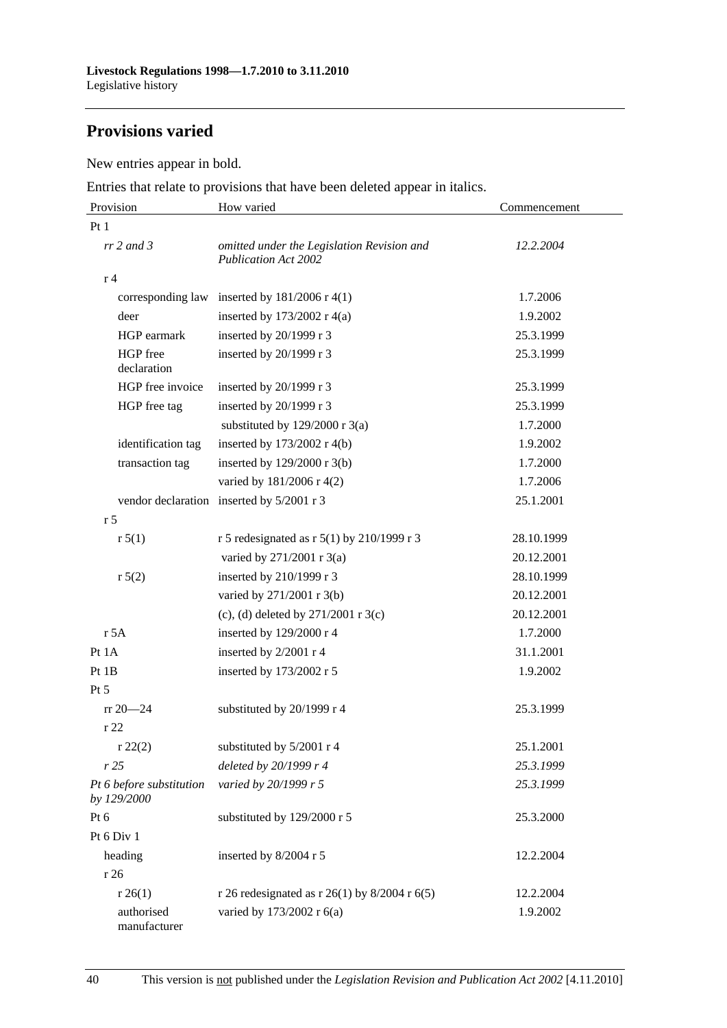## Provisions varied

New entries appear in bold.

Entries that relate to provisions that have been deleted appear in italics.

| Provision | How varied | Commencement |
|---|---|---|
| Pt 1 | | |
| *rr 2 and 3* | *omitted under the Legislation Revision and Publication Act 2002* | *12.2.2004* |
| r 4 | | |
| corresponding law | inserted by 181/2006 r 4(1) | 1.7.2006 |
| deer | inserted by 173/2002 r 4(a) | 1.9.2002 |
| HGP earmark | inserted by 20/1999 r 3 | 25.3.1999 |
| HGP free declaration | inserted by 20/1999 r 3 | 25.3.1999 |
| HGP free invoice | inserted by 20/1999 r 3 | 25.3.1999 |
| HGP free tag | inserted by 20/1999 r 3 | 25.3.1999 |
| | substituted by 129/2000 r 3(a) | 1.7.2000 |
| identification tag | inserted by 173/2002 r 4(b) | 1.9.2002 |
| transaction tag | inserted by 129/2000 r 3(b) | 1.7.2000 |
| | varied by 181/2006 r 4(2) | 1.7.2006 |
| vendor declaration | inserted by 5/2001 r 3 | 25.1.2001 |
| r 5 | | |
| r 5(1) | r 5 redesignated as r 5(1) by 210/1999 r 3 | 28.10.1999 |
| | varied by 271/2001 r 3(a) | 20.12.2001 |
| r 5(2) | inserted by 210/1999 r 3 | 28.10.1999 |
| | varied by 271/2001 r 3(b) | 20.12.2001 |
| | (c), (d) deleted by 271/2001 r 3(c) | 20.12.2001 |
| r 5A | inserted by 129/2000 r 4 | 1.7.2000 |
| Pt 1A | inserted by 2/2001 r 4 | 31.1.2001 |
| Pt 1B | inserted by 173/2002 r 5 | 1.9.2002 |
| Pt 5 | | |
| rr 20—24 | substituted by 20/1999 r 4 | 25.3.1999 |
| r 22 | | |
| r 22(2) | substituted by 5/2001 r 4 | 25.1.2001 |
| *r 25* | *deleted by 20/1999 r 4* | *25.3.1999* |
| *Pt 6 before substitution by 129/2000* | *varied by 20/1999 r 5* | *25.3.1999* |
| Pt 6 | substituted by 129/2000 r 5 | 25.3.2000 |
| Pt 6 Div 1 | | |
| heading | inserted by 8/2004 r 5 | 12.2.2004 |
| r 26 | | |
| r 26(1) | r 26 redesignated as r 26(1) by 8/2004 r 6(5) | 12.2.2004 |
| authorised manufacturer | varied by 173/2002 r 6(a) | 1.9.2002 |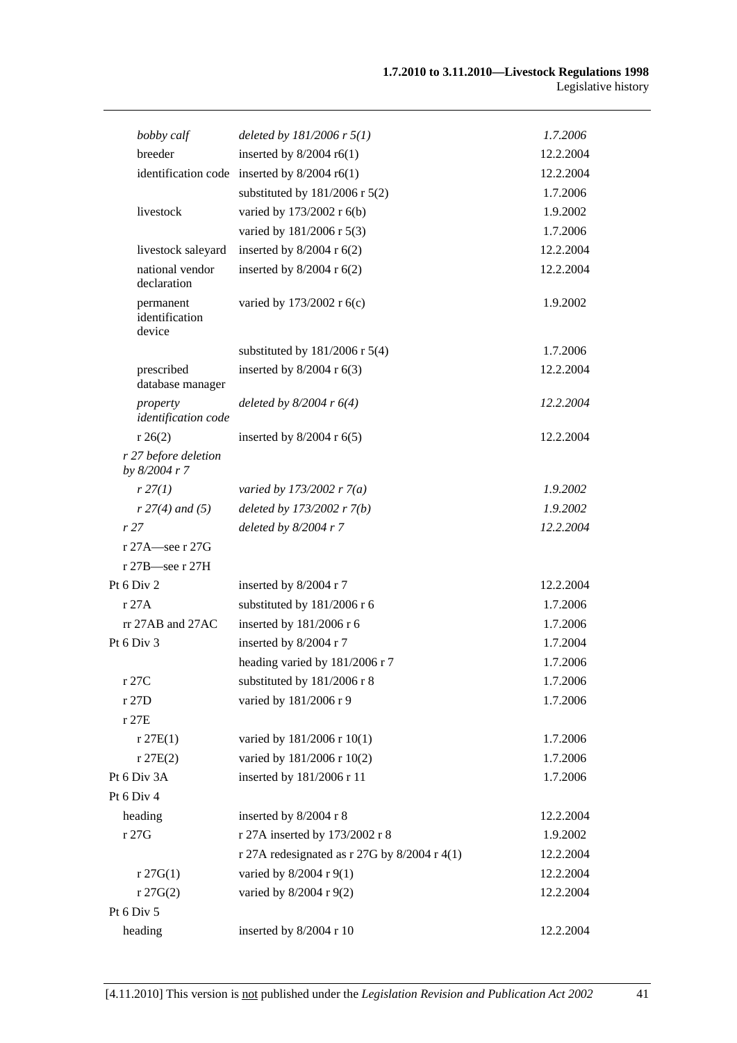| | | |
|---|---|---|
| *bobby calf* | *deleted by 181/2006 r 5(1)* | *1.7.2006* |
| breeder | inserted by 8/2004 r6(1) | 12.2.2004 |
| identification code | inserted by 8/2004 r6(1) | 12.2.2004 |
| | substituted by 181/2006 r 5(2) | 1.7.2006 |
| livestock | varied by 173/2002 r 6(b) | 1.9.2002 |
| | varied by 181/2006 r 5(3) | 1.7.2006 |
| livestock saleyard | inserted by 8/2004 r 6(2) | 12.2.2004 |
| national vendor declaration | inserted by 8/2004 r 6(2) | 12.2.2004 |
| permanent identification device | varied by 173/2002 r 6(c) | 1.9.2002 |
| | substituted by 181/2006 r 5(4) | 1.7.2006 |
| prescribed database manager | inserted by 8/2004 r 6(3) | 12.2.2004 |
| *property identification code* | *deleted by 8/2004 r 6(4)* | *12.2.2004* |
| r 26(2) | inserted by 8/2004 r 6(5) | 12.2.2004 |
| *r 27 before deletion by 8/2004 r 7* | | |
| *r 27(1)* | *varied by 173/2002 r 7(a)* | *1.9.2002* |
| *r 27(4) and (5)* | *deleted by 173/2002 r 7(b)* | *1.9.2002* |
| *r 27* | *deleted by 8/2004 r 7* | *12.2.2004* |
| r 27A—see r 27G | | |
| r 27B—see r 27H | | |
| Pt 6 Div 2 | inserted by 8/2004 r 7 | 12.2.2004 |
| r 27A | substituted by 181/2006 r 6 | 1.7.2006 |
| rr 27AB and 27AC | inserted by 181/2006 r 6 | 1.7.2006 |
| Pt 6 Div 3 | inserted by 8/2004 r 7 | 1.7.2004 |
| | heading varied by 181/2006 r 7 | 1.7.2006 |
| r 27C | substituted by 181/2006 r 8 | 1.7.2006 |
| r 27D | varied by 181/2006 r 9 | 1.7.2006 |
| r 27E | | |
| r 27E(1) | varied by 181/2006 r 10(1) | 1.7.2006 |
| r 27E(2) | varied by 181/2006 r 10(2) | 1.7.2006 |
| Pt 6 Div 3A | inserted by 181/2006 r 11 | 1.7.2006 |
| Pt 6 Div 4 | | |
| heading | inserted by 8/2004 r 8 | 12.2.2004 |
| r 27G | r 27A inserted by 173/2002 r 8 | 1.9.2002 |
| | r 27A redesignated as r 27G by 8/2004 r 4(1) | 12.2.2004 |
| r 27G(1) | varied by 8/2004 r 9(1) | 12.2.2004 |
| r 27G(2) | varied by 8/2004 r 9(2) | 12.2.2004 |
| Pt 6 Div 5 | | |
| heading | inserted by 8/2004 r 10 | 12.2.2004 |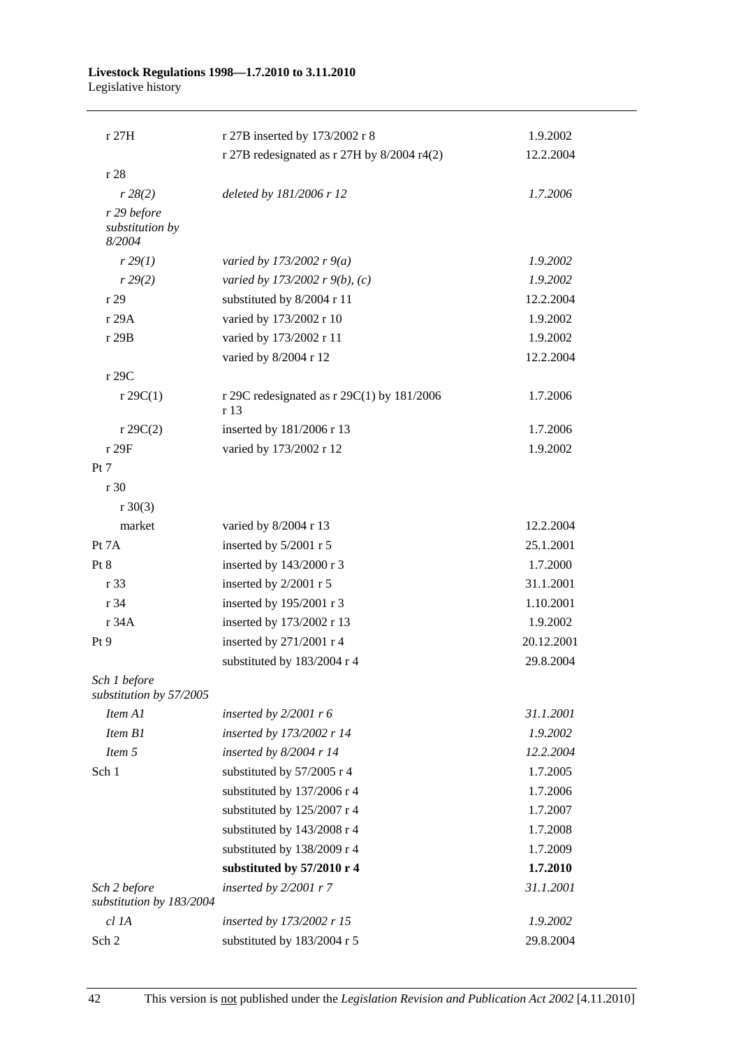| | | |
|---|---|---|
| r 27H | r 27B inserted by 173/2002 r 8 | 1.9.2002 |
| | r 27B redesignated as r 27H by 8/2004 r4(2) | 12.2.2004 |
| r 28 | | |
| *r 28(2)* | *deleted by 181/2006 r 12* | *1.7.2006* |
| *r 29 before substitution by 8/2004* | | |
| *r 29(1)* | *varied by 173/2002 r 9(a)* | *1.9.2002* |
| *r 29(2)* | *varied by 173/2002 r 9(b), (c)* | *1.9.2002* |
| r 29 | substituted by 8/2004 r 11 | 12.2.2004 |
| r 29A | varied by 173/2002 r 10 | 1.9.2002 |
| r 29B | varied by 173/2002 r 11 | 1.9.2002 |
| | varied by 8/2004 r 12 | 12.2.2004 |
| r 29C | | |
| r 29C(1) | r 29C redesignated as r 29C(1) by 181/2006 r 13 | 1.7.2006 |
| r 29C(2) | inserted by 181/2006 r 13 | 1.7.2006 |
| r 29F | varied by 173/2002 r 12 | 1.9.2002 |
| Pt 7 | | |
| r 30 | | |
| r 30(3) | | |
| market | varied by 8/2004 r 13 | 12.2.2004 |
| Pt 7A | inserted by 5/2001 r 5 | 25.1.2001 |
| Pt 8 | inserted by 143/2000 r 3 | 1.7.2000 |
| r 33 | inserted by 2/2001 r 5 | 31.1.2001 |
| r 34 | inserted by 195/2001 r 3 | 1.10.2001 |
| r 34A | inserted by 173/2002 r 13 | 1.9.2002 |
| Pt 9 | inserted by 271/2001 r 4 | 20.12.2001 |
| | substituted by 183/2004 r 4 | 29.8.2004 |
| *Sch 1 before substitution by 57/2005* | | |
| *Item A1* | *inserted by 2/2001 r 6* | *31.1.2001* |
| *Item B1* | *inserted by 173/2002 r 14* | *1.9.2002* |
| *Item 5* | *inserted by 8/2004 r 14* | *12.2.2004* |
| Sch 1 | substituted by 57/2005 r 4 | 1.7.2005 |
| | substituted by 137/2006 r 4 | 1.7.2006 |
| | substituted by 125/2007 r 4 | 1.7.2007 |
| | substituted by 143/2008 r 4 | 1.7.2008 |
| | substituted by 138/2009 r 4 | 1.7.2009 |
| | **substituted by 57/2010 r 4** | **1.7.2010** |
| *Sch 2 before substitution by 183/2004* | *inserted by 2/2001 r 7* | *31.1.2001* |
| *cl 1A* | *inserted by 173/2002 r 15* | *1.9.2002* |
| Sch 2 | substituted by 183/2004 r 5 | 29.8.2004 |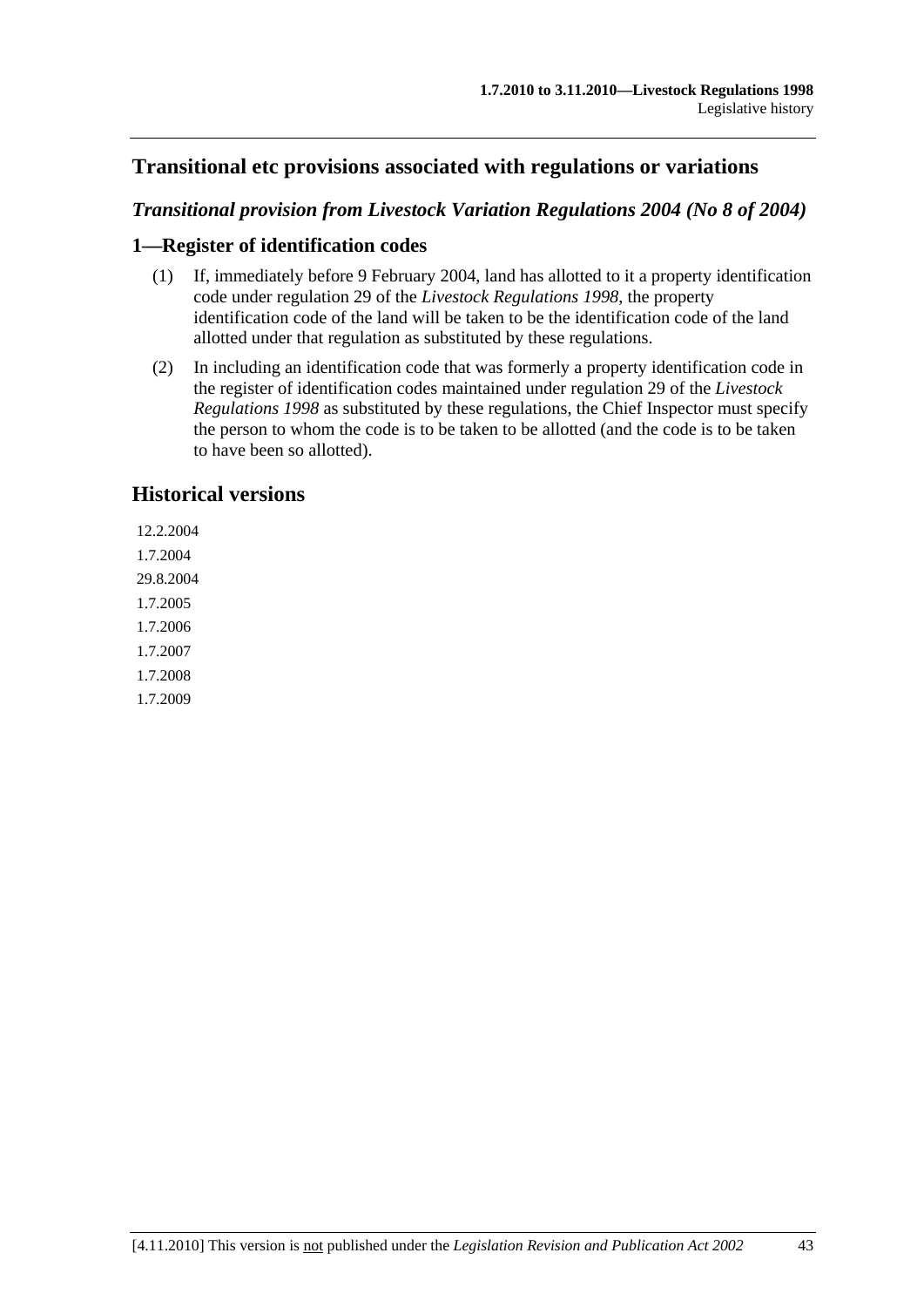## Transitional etc provisions associated with regulations or variations

### *Transitional provision from Livestock Variation Regulations 2004 (No 8 of 2004)*

### 1—Register of identification codes

(1) If, immediately before 9 February 2004, land has allotted to it a property identification code under regulation 29 of the *Livestock Regulations 1998*, the property identification code of the land will be taken to be the identification code of the land allotted under that regulation as substituted by these regulations.

(2) In including an identification code that was formerly a property identification code in the register of identification codes maintained under regulation 29 of the *Livestock Regulations 1998* as substituted by these regulations, the Chief Inspector must specify the person to whom the code is to be taken to be allotted (and the code is to be taken to have been so allotted).

## Historical versions

12.2.2004

1.7.2004

29.8.2004

1.7.2005

1.7.2006

1.7.2007

1.7.2008

1.7.2009